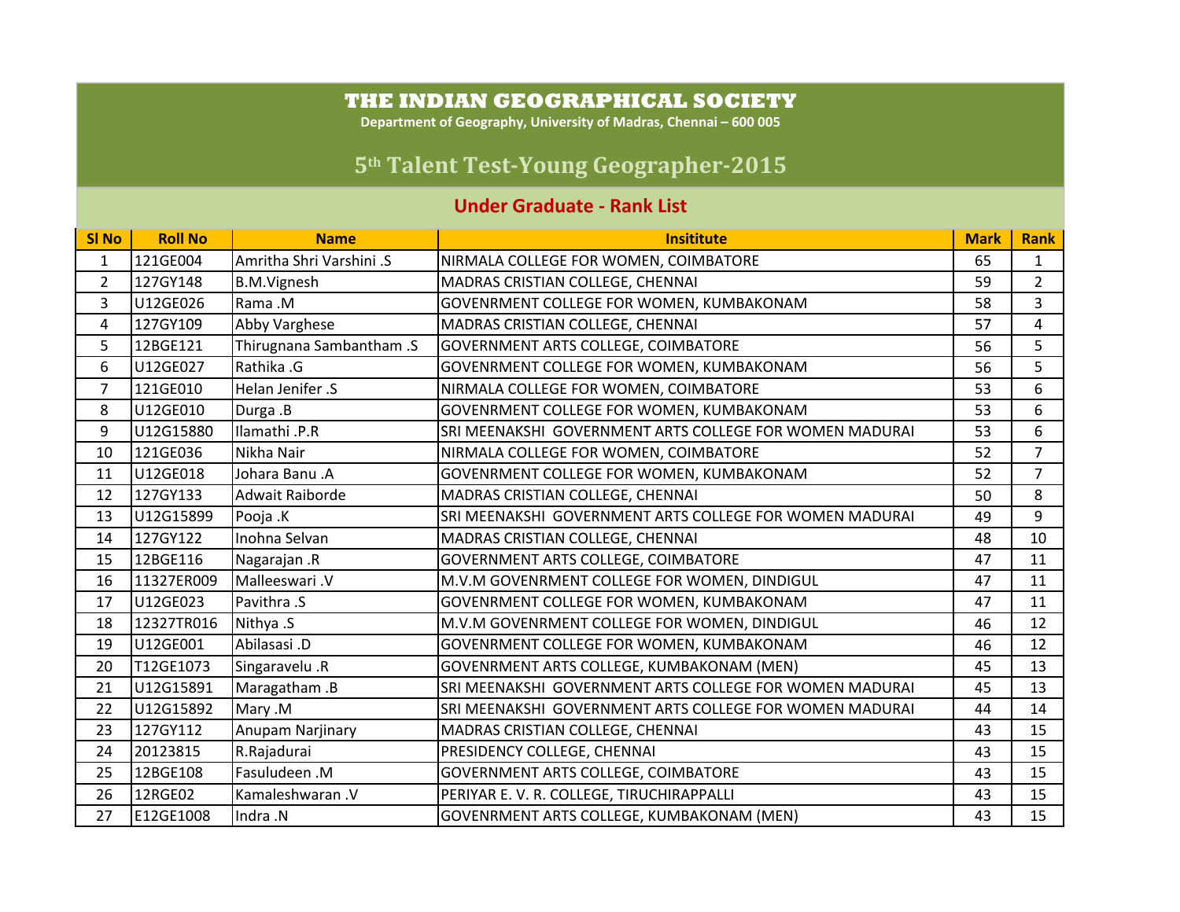# THE INDIAN GEOGRAPHICAL SOCIETY

Department of Geography, University of Madras, Chennai – 600 005

## 5th Talent Test-Young Geographer-2015

### Under Graduate - Rank List

| Sl No | Roll No | Name | Insititute | Mark | Rank |
|---|---|---|---|---|---|
| 1 | 121GE004 | Amritha Shri Varshini .S | NIRMALA COLLEGE FOR WOMEN, COIMBATORE | 65 | 1 |
| 2 | 127GY148 | B.M.Vignesh | MADRAS CRISTIAN COLLEGE, CHENNAI | 59 | 2 |
| 3 | U12GE026 | Rama .M | GOVENRMENT COLLEGE FOR WOMEN, KUMBAKONAM | 58 | 3 |
| 4 | 127GY109 | Abby Varghese | MADRAS CRISTIAN COLLEGE, CHENNAI | 57 | 4 |
| 5 | 12BGE121 | Thirugnana Sambantham .S | GOVERNMENT ARTS COLLEGE, COIMBATORE | 56 | 5 |
| 6 | U12GE027 | Rathika .G | GOVENRMENT COLLEGE FOR WOMEN, KUMBAKONAM | 56 | 5 |
| 7 | 121GE010 | Helan Jenifer .S | NIRMALA COLLEGE FOR WOMEN, COIMBATORE | 53 | 6 |
| 8 | U12GE010 | Durga .B | GOVENRMENT COLLEGE FOR WOMEN, KUMBAKONAM | 53 | 6 |
| 9 | U12G15880 | Ilamathi .P.R | SRI MEENAKSHI GOVERNMENT ARTS COLLEGE FOR WOMEN MADURAI | 53 | 6 |
| 10 | 121GE036 | Nikha Nair | NIRMALA COLLEGE FOR WOMEN, COIMBATORE | 52 | 7 |
| 11 | U12GE018 | Johara Banu .A | GOVENRMENT COLLEGE FOR WOMEN, KUMBAKONAM | 52 | 7 |
| 12 | 127GY133 | Adwait Raiborde | MADRAS CRISTIAN COLLEGE, CHENNAI | 50 | 8 |
| 13 | U12G15899 | Pooja .K | SRI MEENAKSHI GOVERNMENT ARTS COLLEGE FOR WOMEN MADURAI | 49 | 9 |
| 14 | 127GY122 | Inohna Selvan | MADRAS CRISTIAN COLLEGE, CHENNAI | 48 | 10 |
| 15 | 12BGE116 | Nagarajan .R | GOVERNMENT ARTS COLLEGE, COIMBATORE | 47 | 11 |
| 16 | 11327ER009 | Malleeswari .V | M.V.M GOVENRMENT COLLEGE FOR WOMEN, DINDIGUL | 47 | 11 |
| 17 | U12GE023 | Pavithra .S | GOVENRMENT COLLEGE FOR WOMEN, KUMBAKONAM | 47 | 11 |
| 18 | 12327TR016 | Nithya .S | M.V.M GOVENRMENT COLLEGE FOR WOMEN, DINDIGUL | 46 | 12 |
| 19 | U12GE001 | Abilasasi .D | GOVENRMENT COLLEGE FOR WOMEN, KUMBAKONAM | 46 | 12 |
| 20 | T12GE1073 | Singaravelu .R | GOVENRMENT ARTS COLLEGE, KUMBAKONAM (MEN) | 45 | 13 |
| 21 | U12G15891 | Maragatham .B | SRI MEENAKSHI GOVERNMENT ARTS COLLEGE FOR WOMEN MADURAI | 45 | 13 |
| 22 | U12G15892 | Mary .M | SRI MEENAKSHI GOVERNMENT ARTS COLLEGE FOR WOMEN MADURAI | 44 | 14 |
| 23 | 127GY112 | Anupam Narjinary | MADRAS CRISTIAN COLLEGE, CHENNAI | 43 | 15 |
| 24 | 20123815 | R.Rajadurai | PRESIDENCY COLLEGE, CHENNAI | 43 | 15 |
| 25 | 12BGE108 | Fasuludeen .M | GOVERNMENT ARTS COLLEGE, COIMBATORE | 43 | 15 |
| 26 | 12RGE02 | Kamaleshwaran .V | PERIYAR E. V. R. COLLEGE, TIRUCHIRAPPALLI | 43 | 15 |
| 27 | E12GE1008 | Indra .N | GOVENRMENT ARTS COLLEGE, KUMBAKONAM (MEN) | 43 | 15 |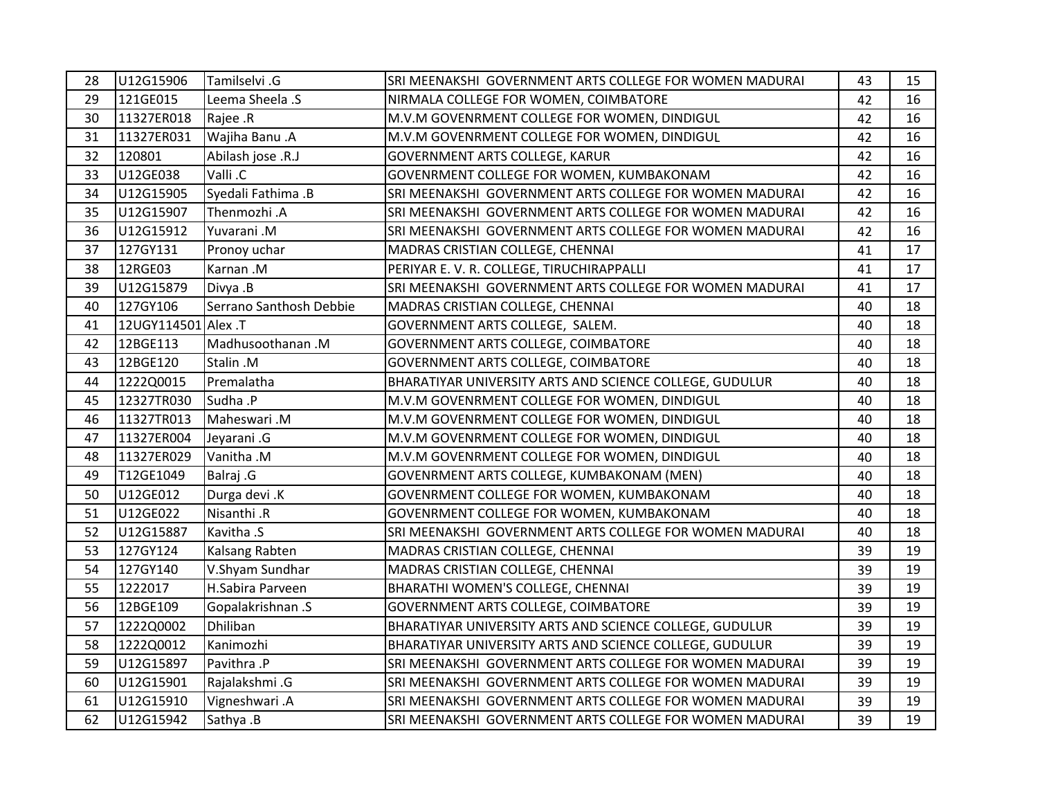| | | | | | |
|---|---|---|---|---|---|
| 28 | U12G15906 | Tamilselvi .G | SRI MEENAKSHI GOVERNMENT ARTS COLLEGE FOR WOMEN MADURAI | 43 | 15 |
| 29 | 121GE015 | Leema Sheela .S | NIRMALA COLLEGE FOR WOMEN, COIMBATORE | 42 | 16 |
| 30 | 11327ER018 | Rajee .R | M.V.M GOVENRMENT COLLEGE FOR WOMEN, DINDIGUL | 42 | 16 |
| 31 | 11327ER031 | Wajiha Banu .A | M.V.M GOVENRMENT COLLEGE FOR WOMEN, DINDIGUL | 42 | 16 |
| 32 | 120801 | Abilash jose .R.J | GOVERNMENT ARTS COLLEGE, KARUR | 42 | 16 |
| 33 | U12GE038 | Valli .C | GOVENRMENT COLLEGE FOR WOMEN, KUMBAKONAM | 42 | 16 |
| 34 | U12G15905 | Syedali Fathima .B | SRI MEENAKSHI GOVERNMENT ARTS COLLEGE FOR WOMEN MADURAI | 42 | 16 |
| 35 | U12G15907 | Thenmozhi .A | SRI MEENAKSHI GOVERNMENT ARTS COLLEGE FOR WOMEN MADURAI | 42 | 16 |
| 36 | U12G15912 | Yuvarani .M | SRI MEENAKSHI GOVERNMENT ARTS COLLEGE FOR WOMEN MADURAI | 42 | 16 |
| 37 | 127GY131 | Pronoy uchar | MADRAS CRISTIAN COLLEGE, CHENNAI | 41 | 17 |
| 38 | 12RGE03 | Karnan .M | PERIYAR E. V. R. COLLEGE, TIRUCHIRAPPALLI | 41 | 17 |
| 39 | U12G15879 | Divya .B | SRI MEENAKSHI GOVERNMENT ARTS COLLEGE FOR WOMEN MADURAI | 41 | 17 |
| 40 | 127GY106 | Serrano Santhosh Debbie | MADRAS CRISTIAN COLLEGE, CHENNAI | 40 | 18 |
| 41 | 12UGY114501 | Alex .T | GOVERNMENT ARTS COLLEGE, SALEM. | 40 | 18 |
| 42 | 12BGE113 | Madhusoothanan .M | GOVERNMENT ARTS COLLEGE, COIMBATORE | 40 | 18 |
| 43 | 12BGE120 | Stalin .M | GOVERNMENT ARTS COLLEGE, COIMBATORE | 40 | 18 |
| 44 | 1222Q0015 | Premalatha | BHARATIYAR UNIVERSITY ARTS AND SCIENCE COLLEGE, GUDULUR | 40 | 18 |
| 45 | 12327TR030 | Sudha .P | M.V.M GOVENRMENT COLLEGE FOR WOMEN, DINDIGUL | 40 | 18 |
| 46 | 11327TR013 | Maheswari .M | M.V.M GOVENRMENT COLLEGE FOR WOMEN, DINDIGUL | 40 | 18 |
| 47 | 11327ER004 | Jeyarani .G | M.V.M GOVENRMENT COLLEGE FOR WOMEN, DINDIGUL | 40 | 18 |
| 48 | 11327ER029 | Vanitha .M | M.V.M GOVENRMENT COLLEGE FOR WOMEN, DINDIGUL | 40 | 18 |
| 49 | T12GE1049 | Balraj .G | GOVENRMENT ARTS COLLEGE, KUMBAKONAM (MEN) | 40 | 18 |
| 50 | U12GE012 | Durga devi .K | GOVENRMENT COLLEGE FOR WOMEN, KUMBAKONAM | 40 | 18 |
| 51 | U12GE022 | Nisanthi .R | GOVENRMENT COLLEGE FOR WOMEN, KUMBAKONAM | 40 | 18 |
| 52 | U12G15887 | Kavitha .S | SRI MEENAKSHI GOVERNMENT ARTS COLLEGE FOR WOMEN MADURAI | 40 | 18 |
| 53 | 127GY124 | Kalsang Rabten | MADRAS CRISTIAN COLLEGE, CHENNAI | 39 | 19 |
| 54 | 127GY140 | V.Shyam Sundhar | MADRAS CRISTIAN COLLEGE, CHENNAI | 39 | 19 |
| 55 | 1222017 | H.Sabira Parveen | BHARATHI WOMEN'S COLLEGE, CHENNAI | 39 | 19 |
| 56 | 12BGE109 | Gopalakrishnan .S | GOVERNMENT ARTS COLLEGE, COIMBATORE | 39 | 19 |
| 57 | 1222Q0002 | Dhiliban | BHARATIYAR UNIVERSITY ARTS AND SCIENCE COLLEGE, GUDULUR | 39 | 19 |
| 58 | 1222Q0012 | Kanimozhi | BHARATIYAR UNIVERSITY ARTS AND SCIENCE COLLEGE, GUDULUR | 39 | 19 |
| 59 | U12G15897 | Pavithra .P | SRI MEENAKSHI GOVERNMENT ARTS COLLEGE FOR WOMEN MADURAI | 39 | 19 |
| 60 | U12G15901 | Rajalakshmi .G | SRI MEENAKSHI GOVERNMENT ARTS COLLEGE FOR WOMEN MADURAI | 39 | 19 |
| 61 | U12G15910 | Vigneshwari .A | SRI MEENAKSHI GOVERNMENT ARTS COLLEGE FOR WOMEN MADURAI | 39 | 19 |
| 62 | U12G15942 | Sathya .B | SRI MEENAKSHI GOVERNMENT ARTS COLLEGE FOR WOMEN MADURAI | 39 | 19 |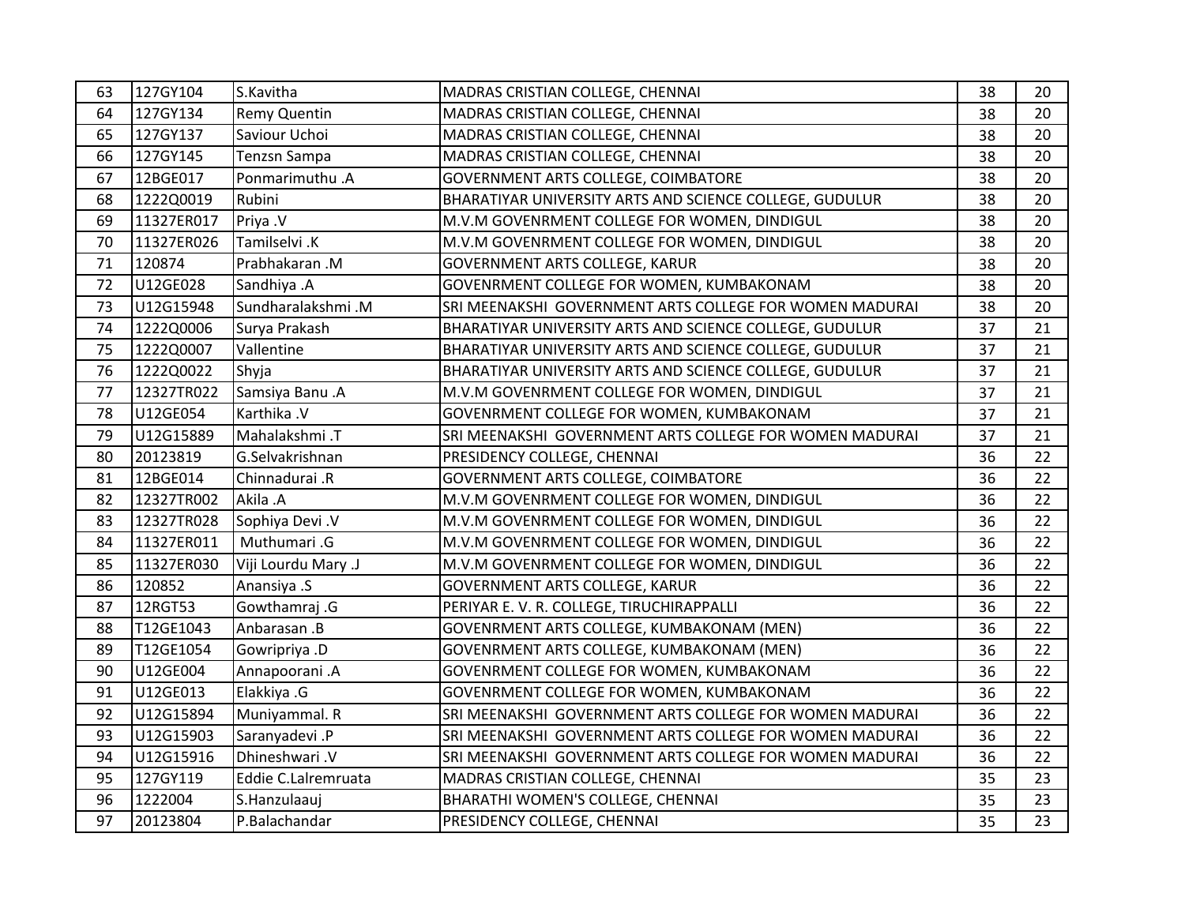| 63 | 127GY104 | S.Kavitha | MADRAS CRISTIAN COLLEGE, CHENNAI | 38 | 20 |
|---|---|---|---|---|---|
| 64 | 127GY134 | Remy Quentin | MADRAS CRISTIAN COLLEGE, CHENNAI | 38 | 20 |
| 65 | 127GY137 | Saviour Uchoi | MADRAS CRISTIAN COLLEGE, CHENNAI | 38 | 20 |
| 66 | 127GY145 | Tenzsn Sampa | MADRAS CRISTIAN COLLEGE, CHENNAI | 38 | 20 |
| 67 | 12BGE017 | Ponmarimuthu .A | GOVERNMENT ARTS COLLEGE, COIMBATORE | 38 | 20 |
| 68 | 1222Q0019 | Rubini | BHARATIYAR UNIVERSITY ARTS AND SCIENCE COLLEGE, GUDULUR | 38 | 20 |
| 69 | 11327ER017 | Priya .V | M.V.M GOVENRMENT COLLEGE FOR WOMEN, DINDIGUL | 38 | 20 |
| 70 | 11327ER026 | Tamilselvi .K | M.V.M GOVENRMENT COLLEGE FOR WOMEN, DINDIGUL | 38 | 20 |
| 71 | 120874 | Prabhakaran .M | GOVERNMENT ARTS COLLEGE, KARUR | 38 | 20 |
| 72 | U12GE028 | Sandhiya .A | GOVENRMENT COLLEGE FOR WOMEN, KUMBAKONAM | 38 | 20 |
| 73 | U12G15948 | Sundharalakshmi .M | SRI MEENAKSHI GOVERNMENT ARTS COLLEGE FOR WOMEN MADURAI | 38 | 20 |
| 74 | 1222Q0006 | Surya Prakash | BHARATIYAR UNIVERSITY ARTS AND SCIENCE COLLEGE, GUDULUR | 37 | 21 |
| 75 | 1222Q0007 | Vallentine | BHARATIYAR UNIVERSITY ARTS AND SCIENCE COLLEGE, GUDULUR | 37 | 21 |
| 76 | 1222Q0022 | Shyja | BHARATIYAR UNIVERSITY ARTS AND SCIENCE COLLEGE, GUDULUR | 37 | 21 |
| 77 | 12327TR022 | Samsiya Banu .A | M.V.M GOVENRMENT COLLEGE FOR WOMEN, DINDIGUL | 37 | 21 |
| 78 | U12GE054 | Karthika .V | GOVENRMENT COLLEGE FOR WOMEN, KUMBAKONAM | 37 | 21 |
| 79 | U12G15889 | Mahalakshmi .T | SRI MEENAKSHI GOVERNMENT ARTS COLLEGE FOR WOMEN MADURAI | 37 | 21 |
| 80 | 20123819 | G.Selvakrishnan | PRESIDENCY COLLEGE, CHENNAI | 36 | 22 |
| 81 | 12BGE014 | Chinnadurai .R | GOVERNMENT ARTS COLLEGE, COIMBATORE | 36 | 22 |
| 82 | 12327TR002 | Akila .A | M.V.M GOVENRMENT COLLEGE FOR WOMEN, DINDIGUL | 36 | 22 |
| 83 | 12327TR028 | Sophiya Devi .V | M.V.M GOVENRMENT COLLEGE FOR WOMEN, DINDIGUL | 36 | 22 |
| 84 | 11327ER011 | Muthumari .G | M.V.M GOVENRMENT COLLEGE FOR WOMEN, DINDIGUL | 36 | 22 |
| 85 | 11327ER030 | Viji Lourdu Mary .J | M.V.M GOVENRMENT COLLEGE FOR WOMEN, DINDIGUL | 36 | 22 |
| 86 | 120852 | Anansiya .S | GOVERNMENT ARTS COLLEGE, KARUR | 36 | 22 |
| 87 | 12RGT53 | Gowthamraj .G | PERIYAR E. V. R. COLLEGE, TIRUCHIRAPPALLI | 36 | 22 |
| 88 | T12GE1043 | Anbarasan .B | GOVENRMENT ARTS COLLEGE, KUMBAKONAM (MEN) | 36 | 22 |
| 89 | T12GE1054 | Gowripriya .D | GOVENRMENT ARTS COLLEGE, KUMBAKONAM (MEN) | 36 | 22 |
| 90 | U12GE004 | Annapoorani .A | GOVENRMENT COLLEGE FOR WOMEN, KUMBAKONAM | 36 | 22 |
| 91 | U12GE013 | Elakkiya .G | GOVENRMENT COLLEGE FOR WOMEN, KUMBAKONAM | 36 | 22 |
| 92 | U12G15894 | Muniyammal. R | SRI MEENAKSHI GOVERNMENT ARTS COLLEGE FOR WOMEN MADURAI | 36 | 22 |
| 93 | U12G15903 | Saranyadevi .P | SRI MEENAKSHI GOVERNMENT ARTS COLLEGE FOR WOMEN MADURAI | 36 | 22 |
| 94 | U12G15916 | Dhineshwari .V | SRI MEENAKSHI GOVERNMENT ARTS COLLEGE FOR WOMEN MADURAI | 36 | 22 |
| 95 | 127GY119 | Eddie C.Lalremruata | MADRAS CRISTIAN COLLEGE, CHENNAI | 35 | 23 |
| 96 | 1222004 | S.Hanzulaauj | BHARATHI WOMEN'S COLLEGE, CHENNAI | 35 | 23 |
| 97 | 20123804 | P.Balachandar | PRESIDENCY COLLEGE, CHENNAI | 35 | 23 |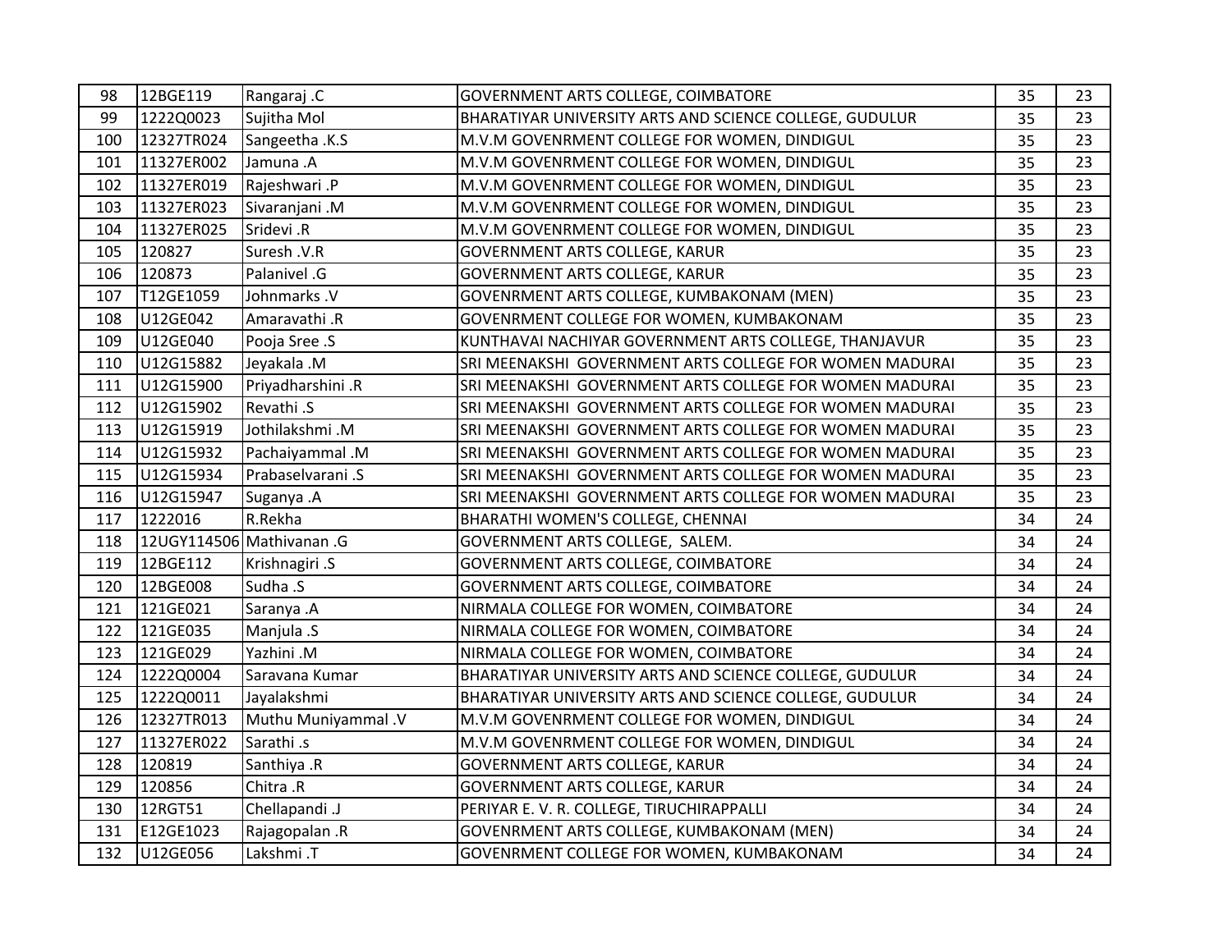| | | | | | |
|---|---|---|---|---|---|
| 98 | 12BGE119 | Rangaraj .C | GOVERNMENT ARTS COLLEGE, COIMBATORE | 35 | 23 |
| 99 | 1222Q0023 | Sujitha Mol | BHARATIYAR UNIVERSITY ARTS AND SCIENCE COLLEGE, GUDULUR | 35 | 23 |
| 100 | 12327TR024 | Sangeetha .K.S | M.V.M GOVENRMENT COLLEGE FOR WOMEN, DINDIGUL | 35 | 23 |
| 101 | 11327ER002 | Jamuna .A | M.V.M GOVENRMENT COLLEGE FOR WOMEN, DINDIGUL | 35 | 23 |
| 102 | 11327ER019 | Rajeshwari .P | M.V.M GOVENRMENT COLLEGE FOR WOMEN, DINDIGUL | 35 | 23 |
| 103 | 11327ER023 | Sivaranjani .M | M.V.M GOVENRMENT COLLEGE FOR WOMEN, DINDIGUL | 35 | 23 |
| 104 | 11327ER025 | Sridevi .R | M.V.M GOVENRMENT COLLEGE FOR WOMEN, DINDIGUL | 35 | 23 |
| 105 | 120827 | Suresh .V.R | GOVERNMENT ARTS COLLEGE, KARUR | 35 | 23 |
| 106 | 120873 | Palanivel .G | GOVERNMENT ARTS COLLEGE, KARUR | 35 | 23 |
| 107 | T12GE1059 | Johnmarks .V | GOVENRMENT ARTS COLLEGE, KUMBAKONAM (MEN) | 35 | 23 |
| 108 | U12GE042 | Amaravathi .R | GOVENRMENT COLLEGE FOR WOMEN, KUMBAKONAM | 35 | 23 |
| 109 | U12GE040 | Pooja Sree .S | KUNTHAVAI NACHIYAR GOVERNMENT ARTS COLLEGE, THANJAVUR | 35 | 23 |
| 110 | U12G15882 | Jeyakala .M | SRI MEENAKSHI GOVERNMENT ARTS COLLEGE FOR WOMEN MADURAI | 35 | 23 |
| 111 | U12G15900 | Priyadharshini .R | SRI MEENAKSHI GOVERNMENT ARTS COLLEGE FOR WOMEN MADURAI | 35 | 23 |
| 112 | U12G15902 | Revathi .S | SRI MEENAKSHI GOVERNMENT ARTS COLLEGE FOR WOMEN MADURAI | 35 | 23 |
| 113 | U12G15919 | Jothilakshmi .M | SRI MEENAKSHI GOVERNMENT ARTS COLLEGE FOR WOMEN MADURAI | 35 | 23 |
| 114 | U12G15932 | Pachaiyammal .M | SRI MEENAKSHI GOVERNMENT ARTS COLLEGE FOR WOMEN MADURAI | 35 | 23 |
| 115 | U12G15934 | Prabaselvarani .S | SRI MEENAKSHI GOVERNMENT ARTS COLLEGE FOR WOMEN MADURAI | 35 | 23 |
| 116 | U12G15947 | Suganya .A | SRI MEENAKSHI GOVERNMENT ARTS COLLEGE FOR WOMEN MADURAI | 35 | 23 |
| 117 | 1222016 | R.Rekha | BHARATHI WOMEN'S COLLEGE, CHENNAI | 34 | 24 |
| 118 | 12UGY114506 | Mathivanan .G | GOVERNMENT ARTS COLLEGE, SALEM. | 34 | 24 |
| 119 | 12BGE112 | Krishnagiri .S | GOVERNMENT ARTS COLLEGE, COIMBATORE | 34 | 24 |
| 120 | 12BGE008 | Sudha .S | GOVERNMENT ARTS COLLEGE, COIMBATORE | 34 | 24 |
| 121 | 121GE021 | Saranya .A | NIRMALA COLLEGE FOR WOMEN, COIMBATORE | 34 | 24 |
| 122 | 121GE035 | Manjula .S | NIRMALA COLLEGE FOR WOMEN, COIMBATORE | 34 | 24 |
| 123 | 121GE029 | Yazhini .M | NIRMALA COLLEGE FOR WOMEN, COIMBATORE | 34 | 24 |
| 124 | 1222Q0004 | Saravana Kumar | BHARATIYAR UNIVERSITY ARTS AND SCIENCE COLLEGE, GUDULUR | 34 | 24 |
| 125 | 1222Q0011 | Jayalakshmi | BHARATIYAR UNIVERSITY ARTS AND SCIENCE COLLEGE, GUDULUR | 34 | 24 |
| 126 | 12327TR013 | Muthu Muniyammal .V | M.V.M GOVENRMENT COLLEGE FOR WOMEN, DINDIGUL | 34 | 24 |
| 127 | 11327ER022 | Sarathi .s | M.V.M GOVENRMENT COLLEGE FOR WOMEN, DINDIGUL | 34 | 24 |
| 128 | 120819 | Santhiya .R | GOVERNMENT ARTS COLLEGE, KARUR | 34 | 24 |
| 129 | 120856 | Chitra .R | GOVERNMENT ARTS COLLEGE, KARUR | 34 | 24 |
| 130 | 12RGT51 | Chellapandi .J | PERIYAR E. V. R. COLLEGE, TIRUCHIRAPPALLI | 34 | 24 |
| 131 | E12GE1023 | Rajagopalan .R | GOVENRMENT ARTS COLLEGE, KUMBAKONAM (MEN) | 34 | 24 |
| 132 | U12GE056 | Lakshmi .T | GOVENRMENT COLLEGE FOR WOMEN, KUMBAKONAM | 34 | 24 |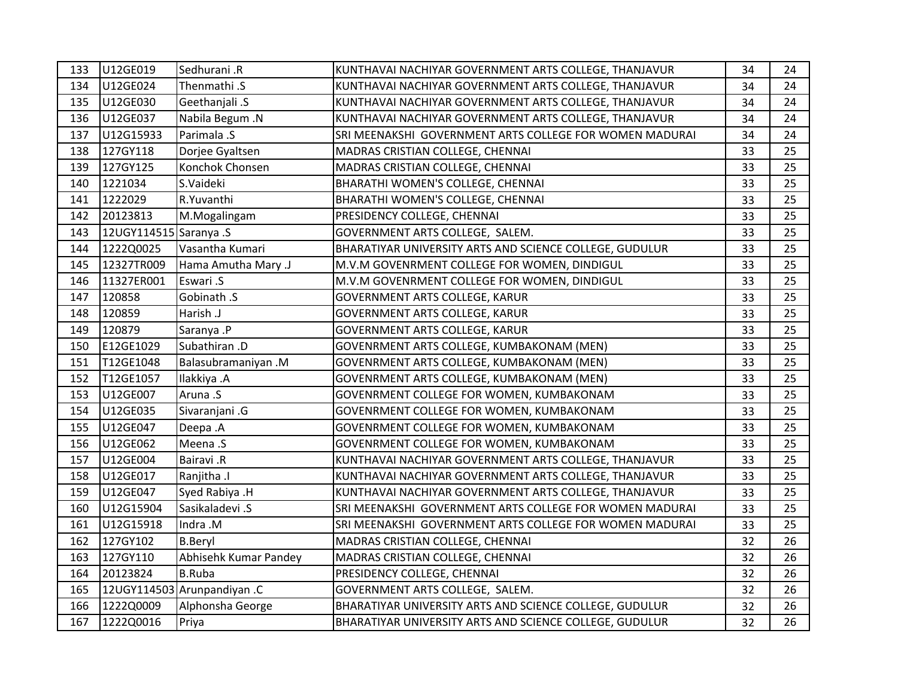| 133 | U12GE019 | Sedhurani .R | KUNTHAVAI NACHIYAR GOVERNMENT ARTS COLLEGE, THANJAVUR | 34 | 24 |
|---|---|---|---|---|---|
| 134 | U12GE024 | Thenmathi .S | KUNTHAVAI NACHIYAR GOVERNMENT ARTS COLLEGE, THANJAVUR | 34 | 24 |
| 135 | U12GE030 | Geethanjali .S | KUNTHAVAI NACHIYAR GOVERNMENT ARTS COLLEGE, THANJAVUR | 34 | 24 |
| 136 | U12GE037 | Nabila Begum .N | KUNTHAVAI NACHIYAR GOVERNMENT ARTS COLLEGE, THANJAVUR | 34 | 24 |
| 137 | U12G15933 | Parimala .S | SRI MEENAKSHI GOVERNMENT ARTS COLLEGE FOR WOMEN MADURAI | 34 | 24 |
| 138 | 127GY118 | Dorjee Gyaltsen | MADRAS CRISTIAN COLLEGE, CHENNAI | 33 | 25 |
| 139 | 127GY125 | Konchok Chonsen | MADRAS CRISTIAN COLLEGE, CHENNAI | 33 | 25 |
| 140 | 1221034 | S.Vaideki | BHARATHI WOMEN'S COLLEGE, CHENNAI | 33 | 25 |
| 141 | 1222029 | R.Yuvanthi | BHARATHI WOMEN'S COLLEGE, CHENNAI | 33 | 25 |
| 142 | 20123813 | M.Mogalingam | PRESIDENCY COLLEGE, CHENNAI | 33 | 25 |
| 143 | 12UGY114515 | Saranya .S | GOVERNMENT ARTS COLLEGE, SALEM. | 33 | 25 |
| 144 | 1222Q0025 | Vasantha Kumari | BHARATIYAR UNIVERSITY ARTS AND SCIENCE COLLEGE, GUDULUR | 33 | 25 |
| 145 | 12327TR009 | Hama Amutha Mary .J | M.V.M GOVENRMENT COLLEGE FOR WOMEN, DINDIGUL | 33 | 25 |
| 146 | 11327ER001 | Eswari .S | M.V.M GOVENRMENT COLLEGE FOR WOMEN, DINDIGUL | 33 | 25 |
| 147 | 120858 | Gobinath .S | GOVERNMENT ARTS COLLEGE, KARUR | 33 | 25 |
| 148 | 120859 | Harish .J | GOVERNMENT ARTS COLLEGE, KARUR | 33 | 25 |
| 149 | 120879 | Saranya .P | GOVERNMENT ARTS COLLEGE, KARUR | 33 | 25 |
| 150 | E12GE1029 | Subathiran .D | GOVENRMENT ARTS COLLEGE, KUMBAKONAM (MEN) | 33 | 25 |
| 151 | T12GE1048 | Balasubramaniyan .M | GOVENRMENT ARTS COLLEGE, KUMBAKONAM (MEN) | 33 | 25 |
| 152 | T12GE1057 | Ilakkiya .A | GOVENRMENT ARTS COLLEGE, KUMBAKONAM (MEN) | 33 | 25 |
| 153 | U12GE007 | Aruna .S | GOVENRMENT COLLEGE FOR WOMEN, KUMBAKONAM | 33 | 25 |
| 154 | U12GE035 | Sivaranjani .G | GOVENRMENT COLLEGE FOR WOMEN, KUMBAKONAM | 33 | 25 |
| 155 | U12GE047 | Deepa .A | GOVENRMENT COLLEGE FOR WOMEN, KUMBAKONAM | 33 | 25 |
| 156 | U12GE062 | Meena .S | GOVENRMENT COLLEGE FOR WOMEN, KUMBAKONAM | 33 | 25 |
| 157 | U12GE004 | Bairavi .R | KUNTHAVAI NACHIYAR GOVERNMENT ARTS COLLEGE, THANJAVUR | 33 | 25 |
| 158 | U12GE017 | Ranjitha .I | KUNTHAVAI NACHIYAR GOVERNMENT ARTS COLLEGE, THANJAVUR | 33 | 25 |
| 159 | U12GE047 | Syed Rabiya .H | KUNTHAVAI NACHIYAR GOVERNMENT ARTS COLLEGE, THANJAVUR | 33 | 25 |
| 160 | U12G15904 | Sasikaladevi .S | SRI MEENAKSHI GOVERNMENT ARTS COLLEGE FOR WOMEN MADURAI | 33 | 25 |
| 161 | U12G15918 | Indra .M | SRI MEENAKSHI GOVERNMENT ARTS COLLEGE FOR WOMEN MADURAI | 33 | 25 |
| 162 | 127GY102 | B.Beryl | MADRAS CRISTIAN COLLEGE, CHENNAI | 32 | 26 |
| 163 | 127GY110 | Abhisehk Kumar Pandey | MADRAS CRISTIAN COLLEGE, CHENNAI | 32 | 26 |
| 164 | 20123824 | B.Ruba | PRESIDENCY COLLEGE, CHENNAI | 32 | 26 |
| 165 | 12UGY114503 | Arunpandiyan .C | GOVERNMENT ARTS COLLEGE, SALEM. | 32 | 26 |
| 166 | 1222Q0009 | Alphonsha George | BHARATIYAR UNIVERSITY ARTS AND SCIENCE COLLEGE, GUDULUR | 32 | 26 |
| 167 | 1222Q0016 | Priya | BHARATIYAR UNIVERSITY ARTS AND SCIENCE COLLEGE, GUDULUR | 32 | 26 |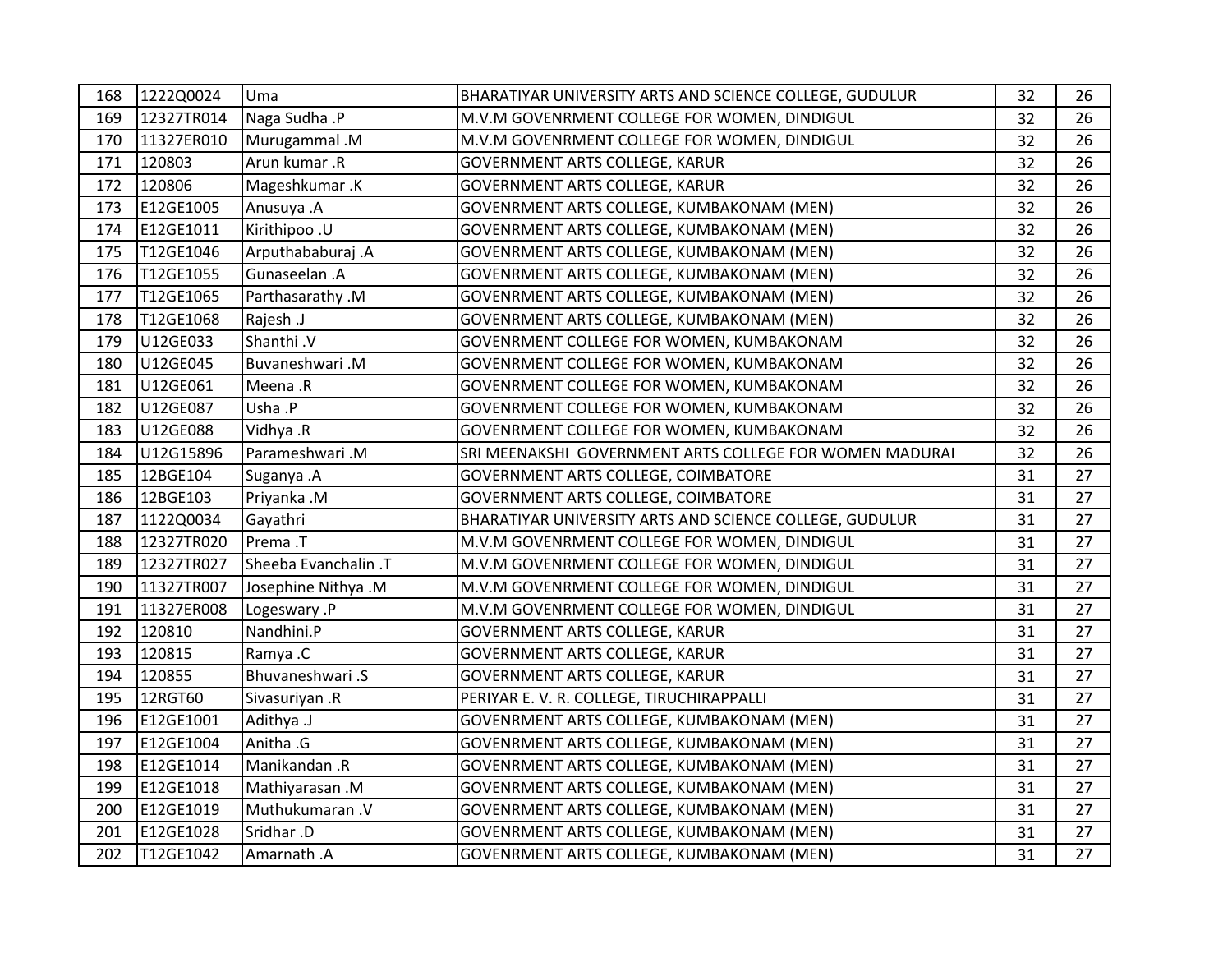| | | | | | |
|---|---|---|---|---|---|
| 168 | 1222Q0024 | Uma | BHARATIYAR UNIVERSITY ARTS AND SCIENCE COLLEGE, GUDULUR | 32 | 26 |
| 169 | 12327TR014 | Naga Sudha .P | M.V.M GOVENRMENT COLLEGE FOR WOMEN, DINDIGUL | 32 | 26 |
| 170 | 11327ER010 | Murugammal .M | M.V.M GOVENRMENT COLLEGE FOR WOMEN, DINDIGUL | 32 | 26 |
| 171 | 120803 | Arun kumar .R | GOVERNMENT ARTS COLLEGE, KARUR | 32 | 26 |
| 172 | 120806 | Mageshkumar .K | GOVERNMENT ARTS COLLEGE, KARUR | 32 | 26 |
| 173 | E12GE1005 | Anusuya .A | GOVENRMENT ARTS COLLEGE, KUMBAKONAM (MEN) | 32 | 26 |
| 174 | E12GE1011 | Kirithipoo .U | GOVENRMENT ARTS COLLEGE, KUMBAKONAM (MEN) | 32 | 26 |
| 175 | T12GE1046 | Arputhababuraj .A | GOVENRMENT ARTS COLLEGE, KUMBAKONAM (MEN) | 32 | 26 |
| 176 | T12GE1055 | Gunaseelan .A | GOVENRMENT ARTS COLLEGE, KUMBAKONAM (MEN) | 32 | 26 |
| 177 | T12GE1065 | Parthasarathy .M | GOVENRMENT ARTS COLLEGE, KUMBAKONAM (MEN) | 32 | 26 |
| 178 | T12GE1068 | Rajesh .J | GOVENRMENT ARTS COLLEGE, KUMBAKONAM (MEN) | 32 | 26 |
| 179 | U12GE033 | Shanthi .V | GOVENRMENT COLLEGE FOR WOMEN, KUMBAKONAM | 32 | 26 |
| 180 | U12GE045 | Buvaneshwari .M | GOVENRMENT COLLEGE FOR WOMEN, KUMBAKONAM | 32 | 26 |
| 181 | U12GE061 | Meena .R | GOVENRMENT COLLEGE FOR WOMEN, KUMBAKONAM | 32 | 26 |
| 182 | U12GE087 | Usha .P | GOVENRMENT COLLEGE FOR WOMEN, KUMBAKONAM | 32 | 26 |
| 183 | U12GE088 | Vidhya .R | GOVENRMENT COLLEGE FOR WOMEN, KUMBAKONAM | 32 | 26 |
| 184 | U12G15896 | Parameshwari .M | SRI MEENAKSHI GOVERNMENT ARTS COLLEGE FOR WOMEN MADURAI | 32 | 26 |
| 185 | 12BGE104 | Suganya .A | GOVERNMENT ARTS COLLEGE, COIMBATORE | 31 | 27 |
| 186 | 12BGE103 | Priyanka .M | GOVERNMENT ARTS COLLEGE, COIMBATORE | 31 | 27 |
| 187 | 1122Q0034 | Gayathri | BHARATIYAR UNIVERSITY ARTS AND SCIENCE COLLEGE, GUDULUR | 31 | 27 |
| 188 | 12327TR020 | Prema .T | M.V.M GOVENRMENT COLLEGE FOR WOMEN, DINDIGUL | 31 | 27 |
| 189 | 12327TR027 | Sheeba Evanchalin .T | M.V.M GOVENRMENT COLLEGE FOR WOMEN, DINDIGUL | 31 | 27 |
| 190 | 11327TR007 | Josephine Nithya .M | M.V.M GOVENRMENT COLLEGE FOR WOMEN, DINDIGUL | 31 | 27 |
| 191 | 11327ER008 | Logeswary .P | M.V.M GOVENRMENT COLLEGE FOR WOMEN, DINDIGUL | 31 | 27 |
| 192 | 120810 | Nandhini.P | GOVERNMENT ARTS COLLEGE, KARUR | 31 | 27 |
| 193 | 120815 | Ramya .C | GOVERNMENT ARTS COLLEGE, KARUR | 31 | 27 |
| 194 | 120855 | Bhuvaneshwari .S | GOVERNMENT ARTS COLLEGE, KARUR | 31 | 27 |
| 195 | 12RGT60 | Sivasuriyan .R | PERIYAR E. V. R. COLLEGE, TIRUCHIRAPPALLI | 31 | 27 |
| 196 | E12GE1001 | Adithya .J | GOVENRMENT ARTS COLLEGE, KUMBAKONAM (MEN) | 31 | 27 |
| 197 | E12GE1004 | Anitha .G | GOVENRMENT ARTS COLLEGE, KUMBAKONAM (MEN) | 31 | 27 |
| 198 | E12GE1014 | Manikandan .R | GOVENRMENT ARTS COLLEGE, KUMBAKONAM (MEN) | 31 | 27 |
| 199 | E12GE1018 | Mathiyarasan .M | GOVENRMENT ARTS COLLEGE, KUMBAKONAM (MEN) | 31 | 27 |
| 200 | E12GE1019 | Muthukumaran .V | GOVENRMENT ARTS COLLEGE, KUMBAKONAM (MEN) | 31 | 27 |
| 201 | E12GE1028 | Sridhar .D | GOVENRMENT ARTS COLLEGE, KUMBAKONAM (MEN) | 31 | 27 |
| 202 | T12GE1042 | Amarnath .A | GOVENRMENT ARTS COLLEGE, KUMBAKONAM (MEN) | 31 | 27 |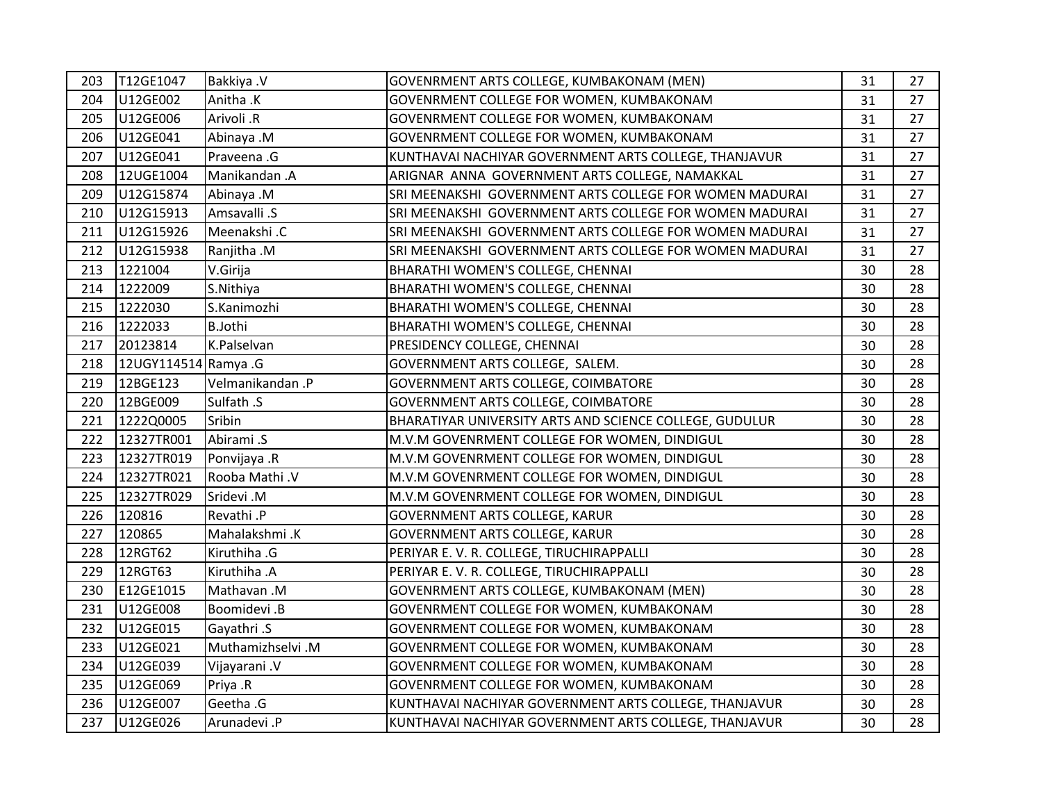| 203 | T12GE1047 | Bakkiya .V | GOVENRMENT ARTS COLLEGE, KUMBAKONAM (MEN) | 31 | 27 |
|---|---|---|---|---|---|
| 204 | U12GE002 | Anitha .K | GOVENRMENT COLLEGE FOR WOMEN, KUMBAKONAM | 31 | 27 |
| 205 | U12GE006 | Arivoli .R | GOVENRMENT COLLEGE FOR WOMEN, KUMBAKONAM | 31 | 27 |
| 206 | U12GE041 | Abinaya .M | GOVENRMENT COLLEGE FOR WOMEN, KUMBAKONAM | 31 | 27 |
| 207 | U12GE041 | Praveena .G | KUNTHAVAI NACHIYAR GOVERNMENT ARTS COLLEGE, THANJAVUR | 31 | 27 |
| 208 | 12UGE1004 | Manikandan .A | ARIGNAR ANNA GOVERNMENT ARTS COLLEGE, NAMAKKAL | 31 | 27 |
| 209 | U12G15874 | Abinaya .M | SRI MEENAKSHI GOVERNMENT ARTS COLLEGE FOR WOMEN MADURAI | 31 | 27 |
| 210 | U12G15913 | Amsavalli .S | SRI MEENAKSHI GOVERNMENT ARTS COLLEGE FOR WOMEN MADURAI | 31 | 27 |
| 211 | U12G15926 | Meenakshi .C | SRI MEENAKSHI GOVERNMENT ARTS COLLEGE FOR WOMEN MADURAI | 31 | 27 |
| 212 | U12G15938 | Ranjitha .M | SRI MEENAKSHI GOVERNMENT ARTS COLLEGE FOR WOMEN MADURAI | 31 | 27 |
| 213 | 1221004 | V.Girija | BHARATHI WOMEN'S COLLEGE, CHENNAI | 30 | 28 |
| 214 | 1222009 | S.Nithiya | BHARATHI WOMEN'S COLLEGE, CHENNAI | 30 | 28 |
| 215 | 1222030 | S.Kanimozhi | BHARATHI WOMEN'S COLLEGE, CHENNAI | 30 | 28 |
| 216 | 1222033 | B.Jothi | BHARATHI WOMEN'S COLLEGE, CHENNAI | 30 | 28 |
| 217 | 20123814 | K.Palselvan | PRESIDENCY COLLEGE, CHENNAI | 30 | 28 |
| 218 | 12UGY114514 | Ramya .G | GOVERNMENT ARTS COLLEGE, SALEM. | 30 | 28 |
| 219 | 12BGE123 | Velmanikandan .P | GOVERNMENT ARTS COLLEGE, COIMBATORE | 30 | 28 |
| 220 | 12BGE009 | Sulfath .S | GOVERNMENT ARTS COLLEGE, COIMBATORE | 30 | 28 |
| 221 | 1222Q0005 | Sribin | BHARATIYAR UNIVERSITY ARTS AND SCIENCE COLLEGE, GUDULUR | 30 | 28 |
| 222 | 12327TR001 | Abirami .S | M.V.M GOVENRMENT COLLEGE FOR WOMEN, DINDIGUL | 30 | 28 |
| 223 | 12327TR019 | Ponvijaya .R | M.V.M GOVENRMENT COLLEGE FOR WOMEN, DINDIGUL | 30 | 28 |
| 224 | 12327TR021 | Rooba Mathi .V | M.V.M GOVENRMENT COLLEGE FOR WOMEN, DINDIGUL | 30 | 28 |
| 225 | 12327TR029 | Sridevi .M | M.V.M GOVENRMENT COLLEGE FOR WOMEN, DINDIGUL | 30 | 28 |
| 226 | 120816 | Revathi .P | GOVERNMENT ARTS COLLEGE, KARUR | 30 | 28 |
| 227 | 120865 | Mahalakshmi .K | GOVERNMENT ARTS COLLEGE, KARUR | 30 | 28 |
| 228 | 12RGT62 | Kiruthiha .G | PERIYAR E. V. R. COLLEGE, TIRUCHIRAPPALLI | 30 | 28 |
| 229 | 12RGT63 | Kiruthiha .A | PERIYAR E. V. R. COLLEGE, TIRUCHIRAPPALLI | 30 | 28 |
| 230 | E12GE1015 | Mathavan .M | GOVENRMENT ARTS COLLEGE, KUMBAKONAM (MEN) | 30 | 28 |
| 231 | U12GE008 | Boomidevi .B | GOVENRMENT COLLEGE FOR WOMEN, KUMBAKONAM | 30 | 28 |
| 232 | U12GE015 | Gayathri .S | GOVENRMENT COLLEGE FOR WOMEN, KUMBAKONAM | 30 | 28 |
| 233 | U12GE021 | Muthamizhselvi .M | GOVENRMENT COLLEGE FOR WOMEN, KUMBAKONAM | 30 | 28 |
| 234 | U12GE039 | Vijayarani .V | GOVENRMENT COLLEGE FOR WOMEN, KUMBAKONAM | 30 | 28 |
| 235 | U12GE069 | Priya .R | GOVENRMENT COLLEGE FOR WOMEN, KUMBAKONAM | 30 | 28 |
| 236 | U12GE007 | Geetha .G | KUNTHAVAI NACHIYAR GOVERNMENT ARTS COLLEGE, THANJAVUR | 30 | 28 |
| 237 | U12GE026 | Arunadevi .P | KUNTHAVAI NACHIYAR GOVERNMENT ARTS COLLEGE, THANJAVUR | 30 | 28 |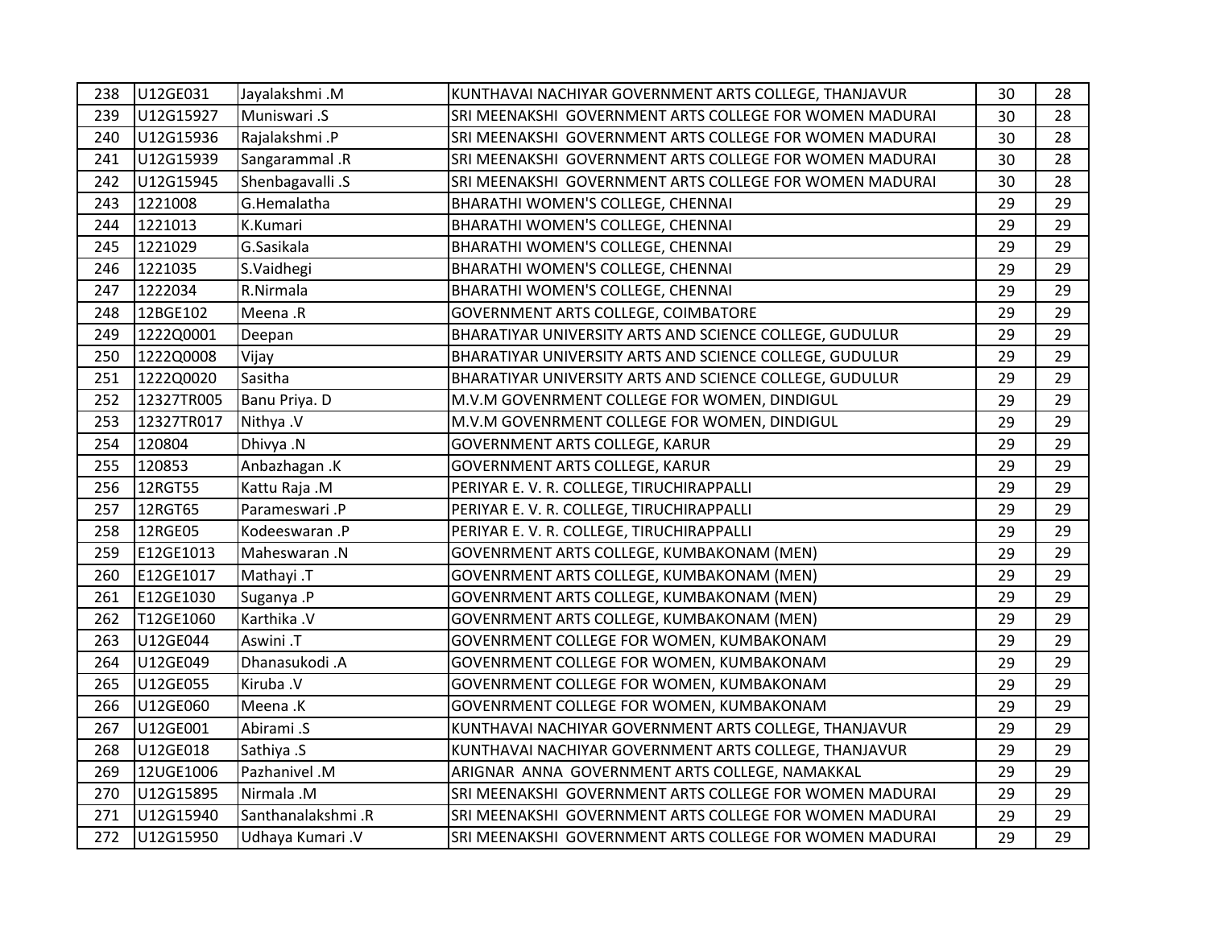| | | | | | |
|---|---|---|---|---|---|
| 238 | U12GE031 | Jayalakshmi .M | KUNTHAVAI NACHIYAR GOVERNMENT ARTS COLLEGE, THANJAVUR | 30 | 28 |
| 239 | U12G15927 | Muniswari .S | SRI MEENAKSHI GOVERNMENT ARTS COLLEGE FOR WOMEN MADURAI | 30 | 28 |
| 240 | U12G15936 | Rajalakshmi .P | SRI MEENAKSHI GOVERNMENT ARTS COLLEGE FOR WOMEN MADURAI | 30 | 28 |
| 241 | U12G15939 | Sangarammal .R | SRI MEENAKSHI GOVERNMENT ARTS COLLEGE FOR WOMEN MADURAI | 30 | 28 |
| 242 | U12G15945 | Shenbagavalli .S | SRI MEENAKSHI GOVERNMENT ARTS COLLEGE FOR WOMEN MADURAI | 30 | 28 |
| 243 | 1221008 | G.Hemalatha | BHARATHI WOMEN'S COLLEGE, CHENNAI | 29 | 29 |
| 244 | 1221013 | K.Kumari | BHARATHI WOMEN'S COLLEGE, CHENNAI | 29 | 29 |
| 245 | 1221029 | G.Sasikala | BHARATHI WOMEN'S COLLEGE, CHENNAI | 29 | 29 |
| 246 | 1221035 | S.Vaidhegi | BHARATHI WOMEN'S COLLEGE, CHENNAI | 29 | 29 |
| 247 | 1222034 | R.Nirmala | BHARATHI WOMEN'S COLLEGE, CHENNAI | 29 | 29 |
| 248 | 12BGE102 | Meena .R | GOVERNMENT ARTS COLLEGE, COIMBATORE | 29 | 29 |
| 249 | 1222Q0001 | Deepan | BHARATIYAR UNIVERSITY ARTS AND SCIENCE COLLEGE, GUDULUR | 29 | 29 |
| 250 | 1222Q0008 | Vijay | BHARATIYAR UNIVERSITY ARTS AND SCIENCE COLLEGE, GUDULUR | 29 | 29 |
| 251 | 1222Q0020 | Sasitha | BHARATIYAR UNIVERSITY ARTS AND SCIENCE COLLEGE, GUDULUR | 29 | 29 |
| 252 | 12327TR005 | Banu Priya. D | M.V.M GOVENRMENT COLLEGE FOR WOMEN, DINDIGUL | 29 | 29 |
| 253 | 12327TR017 | Nithya .V | M.V.M GOVENRMENT COLLEGE FOR WOMEN, DINDIGUL | 29 | 29 |
| 254 | 120804 | Dhivya .N | GOVERNMENT ARTS COLLEGE, KARUR | 29 | 29 |
| 255 | 120853 | Anbazhagan .K | GOVERNMENT ARTS COLLEGE, KARUR | 29 | 29 |
| 256 | 12RGT55 | Kattu Raja .M | PERIYAR E. V. R. COLLEGE, TIRUCHIRAPPALLI | 29 | 29 |
| 257 | 12RGT65 | Parameswari .P | PERIYAR E. V. R. COLLEGE, TIRUCHIRAPPALLI | 29 | 29 |
| 258 | 12RGE05 | Kodeeswaran .P | PERIYAR E. V. R. COLLEGE, TIRUCHIRAPPALLI | 29 | 29 |
| 259 | E12GE1013 | Maheswaran .N | GOVENRMENT ARTS COLLEGE, KUMBAKONAM (MEN) | 29 | 29 |
| 260 | E12GE1017 | Mathayi .T | GOVENRMENT ARTS COLLEGE, KUMBAKONAM (MEN) | 29 | 29 |
| 261 | E12GE1030 | Suganya .P | GOVENRMENT ARTS COLLEGE, KUMBAKONAM (MEN) | 29 | 29 |
| 262 | T12GE1060 | Karthika .V | GOVENRMENT ARTS COLLEGE, KUMBAKONAM (MEN) | 29 | 29 |
| 263 | U12GE044 | Aswini .T | GOVENRMENT COLLEGE FOR WOMEN, KUMBAKONAM | 29 | 29 |
| 264 | U12GE049 | Dhanasukodi .A | GOVENRMENT COLLEGE FOR WOMEN, KUMBAKONAM | 29 | 29 |
| 265 | U12GE055 | Kiruba .V | GOVENRMENT COLLEGE FOR WOMEN, KUMBAKONAM | 29 | 29 |
| 266 | U12GE060 | Meena .K | GOVENRMENT COLLEGE FOR WOMEN, KUMBAKONAM | 29 | 29 |
| 267 | U12GE001 | Abirami .S | KUNTHAVAI NACHIYAR GOVERNMENT ARTS COLLEGE, THANJAVUR | 29 | 29 |
| 268 | U12GE018 | Sathiya .S | KUNTHAVAI NACHIYAR GOVERNMENT ARTS COLLEGE, THANJAVUR | 29 | 29 |
| 269 | 12UGE1006 | Pazhanivel .M | ARIGNAR ANNA GOVERNMENT ARTS COLLEGE, NAMAKKAL | 29 | 29 |
| 270 | U12G15895 | Nirmala .M | SRI MEENAKSHI GOVERNMENT ARTS COLLEGE FOR WOMEN MADURAI | 29 | 29 |
| 271 | U12G15940 | Santhanalakshmi .R | SRI MEENAKSHI GOVERNMENT ARTS COLLEGE FOR WOMEN MADURAI | 29 | 29 |
| 272 | U12G15950 | Udhaya Kumari .V | SRI MEENAKSHI GOVERNMENT ARTS COLLEGE FOR WOMEN MADURAI | 29 | 29 |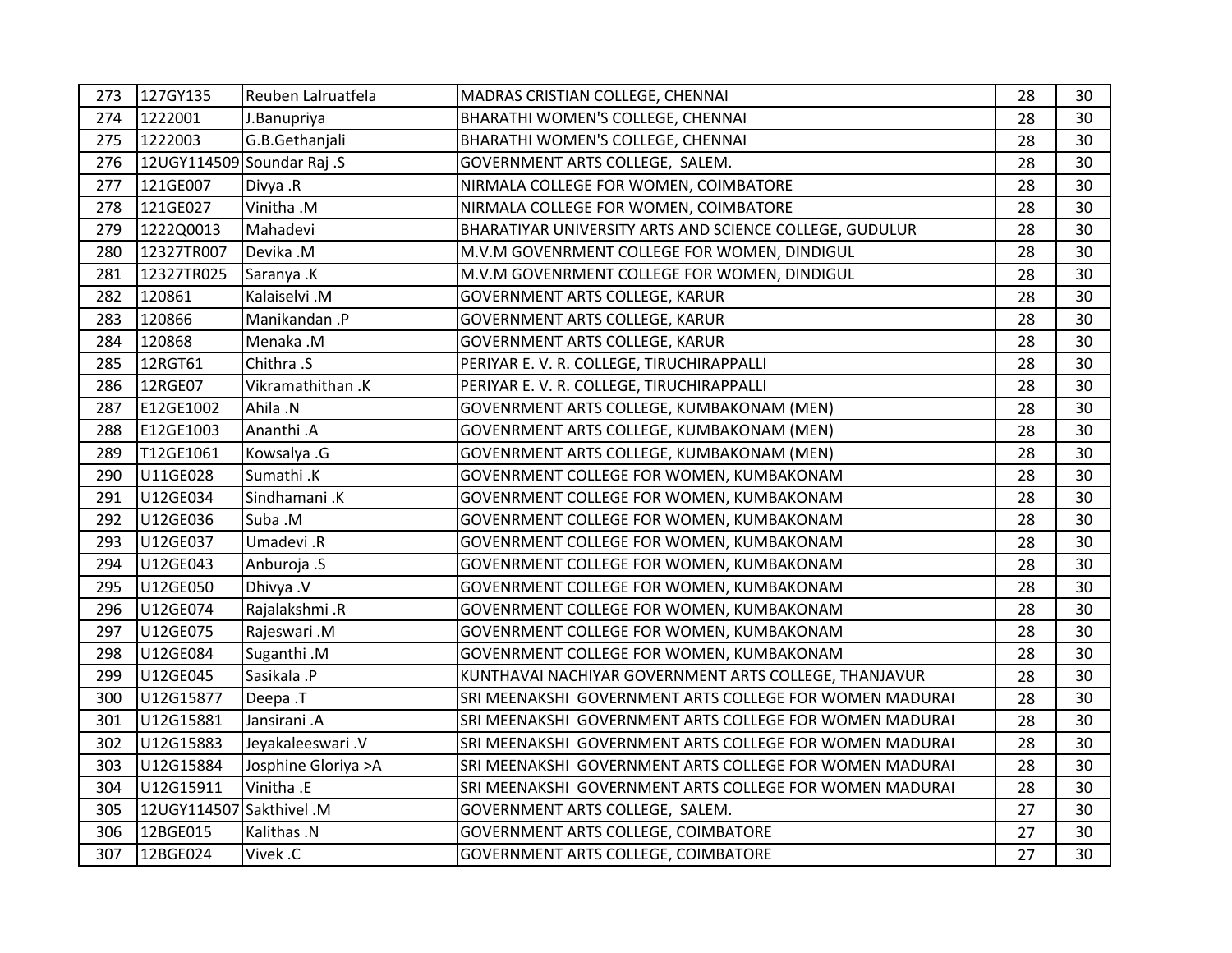| | | | | | |
|---|---|---|---|---|---|
| 273 | 127GY135 | Reuben Lalruatfela | MADRAS CRISTIAN COLLEGE, CHENNAI | 28 | 30 |
| 274 | 1222001 | J.Banupriya | BHARATHI WOMEN'S COLLEGE, CHENNAI | 28 | 30 |
| 275 | 1222003 | G.B.Gethanjali | BHARATHI WOMEN'S COLLEGE, CHENNAI | 28 | 30 |
| 276 | 12UGY114509 | Soundar Raj .S | GOVERNMENT ARTS COLLEGE, SALEM. | 28 | 30 |
| 277 | 121GE007 | Divya .R | NIRMALA COLLEGE FOR WOMEN, COIMBATORE | 28 | 30 |
| 278 | 121GE027 | Vinitha .M | NIRMALA COLLEGE FOR WOMEN, COIMBATORE | 28 | 30 |
| 279 | 1222Q0013 | Mahadevi | BHARATIYAR UNIVERSITY ARTS AND SCIENCE COLLEGE, GUDULUR | 28 | 30 |
| 280 | 12327TR007 | Devika .M | M.V.M GOVENRMENT COLLEGE FOR WOMEN, DINDIGUL | 28 | 30 |
| 281 | 12327TR025 | Saranya .K | M.V.M GOVENRMENT COLLEGE FOR WOMEN, DINDIGUL | 28 | 30 |
| 282 | 120861 | Kalaiselvi .M | GOVERNMENT ARTS COLLEGE, KARUR | 28 | 30 |
| 283 | 120866 | Manikandan .P | GOVERNMENT ARTS COLLEGE, KARUR | 28 | 30 |
| 284 | 120868 | Menaka .M | GOVERNMENT ARTS COLLEGE, KARUR | 28 | 30 |
| 285 | 12RGT61 | Chithra .S | PERIYAR E. V. R. COLLEGE, TIRUCHIRAPPALLI | 28 | 30 |
| 286 | 12RGE07 | Vikramathithan .K | PERIYAR E. V. R. COLLEGE, TIRUCHIRAPPALLI | 28 | 30 |
| 287 | E12GE1002 | Ahila .N | GOVENRMENT ARTS COLLEGE, KUMBAKONAM (MEN) | 28 | 30 |
| 288 | E12GE1003 | Ananthi .A | GOVENRMENT ARTS COLLEGE, KUMBAKONAM (MEN) | 28 | 30 |
| 289 | T12GE1061 | Kowsalya .G | GOVENRMENT ARTS COLLEGE, KUMBAKONAM (MEN) | 28 | 30 |
| 290 | U11GE028 | Sumathi .K | GOVENRMENT COLLEGE FOR WOMEN, KUMBAKONAM | 28 | 30 |
| 291 | U12GE034 | Sindhamani .K | GOVENRMENT COLLEGE FOR WOMEN, KUMBAKONAM | 28 | 30 |
| 292 | U12GE036 | Suba .M | GOVENRMENT COLLEGE FOR WOMEN, KUMBAKONAM | 28 | 30 |
| 293 | U12GE037 | Umadevi .R | GOVENRMENT COLLEGE FOR WOMEN, KUMBAKONAM | 28 | 30 |
| 294 | U12GE043 | Anburoja .S | GOVENRMENT COLLEGE FOR WOMEN, KUMBAKONAM | 28 | 30 |
| 295 | U12GE050 | Dhivya .V | GOVENRMENT COLLEGE FOR WOMEN, KUMBAKONAM | 28 | 30 |
| 296 | U12GE074 | Rajalakshmi .R | GOVENRMENT COLLEGE FOR WOMEN, KUMBAKONAM | 28 | 30 |
| 297 | U12GE075 | Rajeswari .M | GOVENRMENT COLLEGE FOR WOMEN, KUMBAKONAM | 28 | 30 |
| 298 | U12GE084 | Suganthi .M | GOVENRMENT COLLEGE FOR WOMEN, KUMBAKONAM | 28 | 30 |
| 299 | U12GE045 | Sasikala .P | KUNTHAVAI NACHIYAR GOVERNMENT ARTS COLLEGE, THANJAVUR | 28 | 30 |
| 300 | U12G15877 | Deepa .T | SRI MEENAKSHI GOVERNMENT ARTS COLLEGE FOR WOMEN MADURAI | 28 | 30 |
| 301 | U12G15881 | Jansirani .A | SRI MEENAKSHI GOVERNMENT ARTS COLLEGE FOR WOMEN MADURAI | 28 | 30 |
| 302 | U12G15883 | Jeyakaleeswari .V | SRI MEENAKSHI GOVERNMENT ARTS COLLEGE FOR WOMEN MADURAI | 28 | 30 |
| 303 | U12G15884 | Josphine Gloriya >A | SRI MEENAKSHI GOVERNMENT ARTS COLLEGE FOR WOMEN MADURAI | 28 | 30 |
| 304 | U12G15911 | Vinitha .E | SRI MEENAKSHI GOVERNMENT ARTS COLLEGE FOR WOMEN MADURAI | 28 | 30 |
| 305 | 12UGY114507 | Sakthivel .M | GOVERNMENT ARTS COLLEGE, SALEM. | 27 | 30 |
| 306 | 12BGE015 | Kalithas .N | GOVERNMENT ARTS COLLEGE, COIMBATORE | 27 | 30 |
| 307 | 12BGE024 | Vivek .C | GOVERNMENT ARTS COLLEGE, COIMBATORE | 27 | 30 |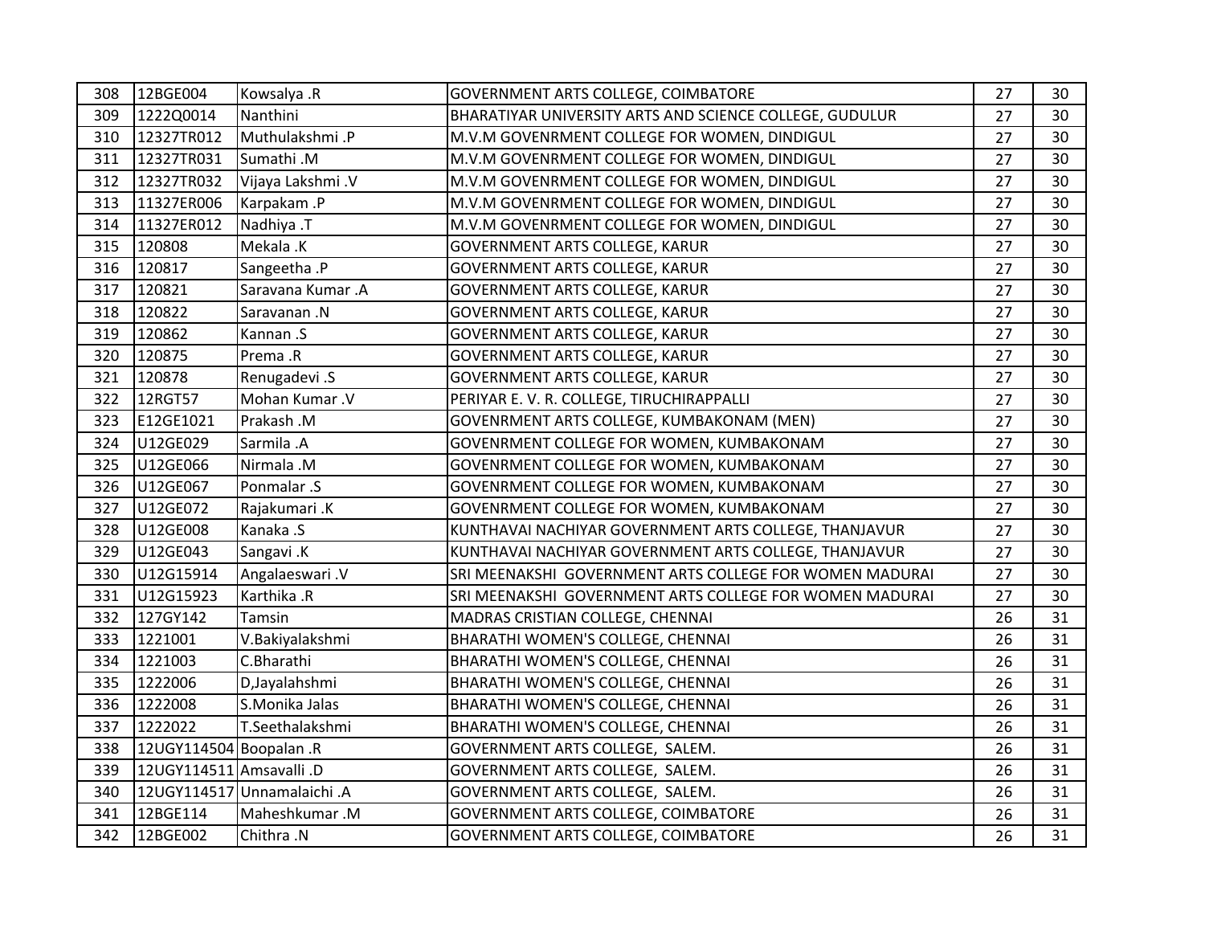| 308 | 12BGE004 | Kowsalya .R | GOVERNMENT ARTS COLLEGE, COIMBATORE | 27 | 30 |
|---|---|---|---|---|---|
| 309 | 1222Q0014 | Nanthini | BHARATIYAR UNIVERSITY ARTS AND SCIENCE COLLEGE, GUDULUR | 27 | 30 |
| 310 | 12327TR012 | Muthulakshmi .P | M.V.M GOVENRMENT COLLEGE FOR WOMEN, DINDIGUL | 27 | 30 |
| 311 | 12327TR031 | Sumathi .M | M.V.M GOVENRMENT COLLEGE FOR WOMEN, DINDIGUL | 27 | 30 |
| 312 | 12327TR032 | Vijaya Lakshmi .V | M.V.M GOVENRMENT COLLEGE FOR WOMEN, DINDIGUL | 27 | 30 |
| 313 | 11327ER006 | Karpakam .P | M.V.M GOVENRMENT COLLEGE FOR WOMEN, DINDIGUL | 27 | 30 |
| 314 | 11327ER012 | Nadhiya .T | M.V.M GOVENRMENT COLLEGE FOR WOMEN, DINDIGUL | 27 | 30 |
| 315 | 120808 | Mekala .K | GOVERNMENT ARTS COLLEGE, KARUR | 27 | 30 |
| 316 | 120817 | Sangeetha .P | GOVERNMENT ARTS COLLEGE, KARUR | 27 | 30 |
| 317 | 120821 | Saravana Kumar .A | GOVERNMENT ARTS COLLEGE, KARUR | 27 | 30 |
| 318 | 120822 | Saravanan .N | GOVERNMENT ARTS COLLEGE, KARUR | 27 | 30 |
| 319 | 120862 | Kannan .S | GOVERNMENT ARTS COLLEGE, KARUR | 27 | 30 |
| 320 | 120875 | Prema .R | GOVERNMENT ARTS COLLEGE, KARUR | 27 | 30 |
| 321 | 120878 | Renugadevi .S | GOVERNMENT ARTS COLLEGE, KARUR | 27 | 30 |
| 322 | 12RGT57 | Mohan Kumar .V | PERIYAR E. V. R. COLLEGE, TIRUCHIRAPPALLI | 27 | 30 |
| 323 | E12GE1021 | Prakash .M | GOVENRMENT ARTS COLLEGE, KUMBAKONAM (MEN) | 27 | 30 |
| 324 | U12GE029 | Sarmila .A | GOVENRMENT COLLEGE FOR WOMEN, KUMBAKONAM | 27 | 30 |
| 325 | U12GE066 | Nirmala .M | GOVENRMENT COLLEGE FOR WOMEN, KUMBAKONAM | 27 | 30 |
| 326 | U12GE067 | Ponmalar .S | GOVENRMENT COLLEGE FOR WOMEN, KUMBAKONAM | 27 | 30 |
| 327 | U12GE072 | Rajakumari .K | GOVENRMENT COLLEGE FOR WOMEN, KUMBAKONAM | 27 | 30 |
| 328 | U12GE008 | Kanaka .S | KUNTHAVAI NACHIYAR GOVERNMENT ARTS COLLEGE, THANJAVUR | 27 | 30 |
| 329 | U12GE043 | Sangavi .K | KUNTHAVAI NACHIYAR GOVERNMENT ARTS COLLEGE, THANJAVUR | 27 | 30 |
| 330 | U12G15914 | Angalaeswari .V | SRI MEENAKSHI GOVERNMENT ARTS COLLEGE FOR WOMEN MADURAI | 27 | 30 |
| 331 | U12G15923 | Karthika .R | SRI MEENAKSHI GOVERNMENT ARTS COLLEGE FOR WOMEN MADURAI | 27 | 30 |
| 332 | 127GY142 | Tamsin | MADRAS CRISTIAN COLLEGE, CHENNAI | 26 | 31 |
| 333 | 1221001 | V.Bakiyalakshmi | BHARATHI WOMEN'S COLLEGE, CHENNAI | 26 | 31 |
| 334 | 1221003 | C.Bharathi | BHARATHI WOMEN'S COLLEGE, CHENNAI | 26 | 31 |
| 335 | 1222006 | D,Jayalahshmi | BHARATHI WOMEN'S COLLEGE, CHENNAI | 26 | 31 |
| 336 | 1222008 | S.Monika Jalas | BHARATHI WOMEN'S COLLEGE, CHENNAI | 26 | 31 |
| 337 | 1222022 | T.Seethalakshmi | BHARATHI WOMEN'S COLLEGE, CHENNAI | 26 | 31 |
| 338 | 12UGY114504 | Boopalan .R | GOVERNMENT ARTS COLLEGE, SALEM. | 26 | 31 |
| 339 | 12UGY114511 | Amsavalli .D | GOVERNMENT ARTS COLLEGE, SALEM. | 26 | 31 |
| 340 | 12UGY114517 | Unnamalaichi .A | GOVERNMENT ARTS COLLEGE, SALEM. | 26 | 31 |
| 341 | 12BGE114 | Maheshkumar .M | GOVERNMENT ARTS COLLEGE, COIMBATORE | 26 | 31 |
| 342 | 12BGE002 | Chithra .N | GOVERNMENT ARTS COLLEGE, COIMBATORE | 26 | 31 |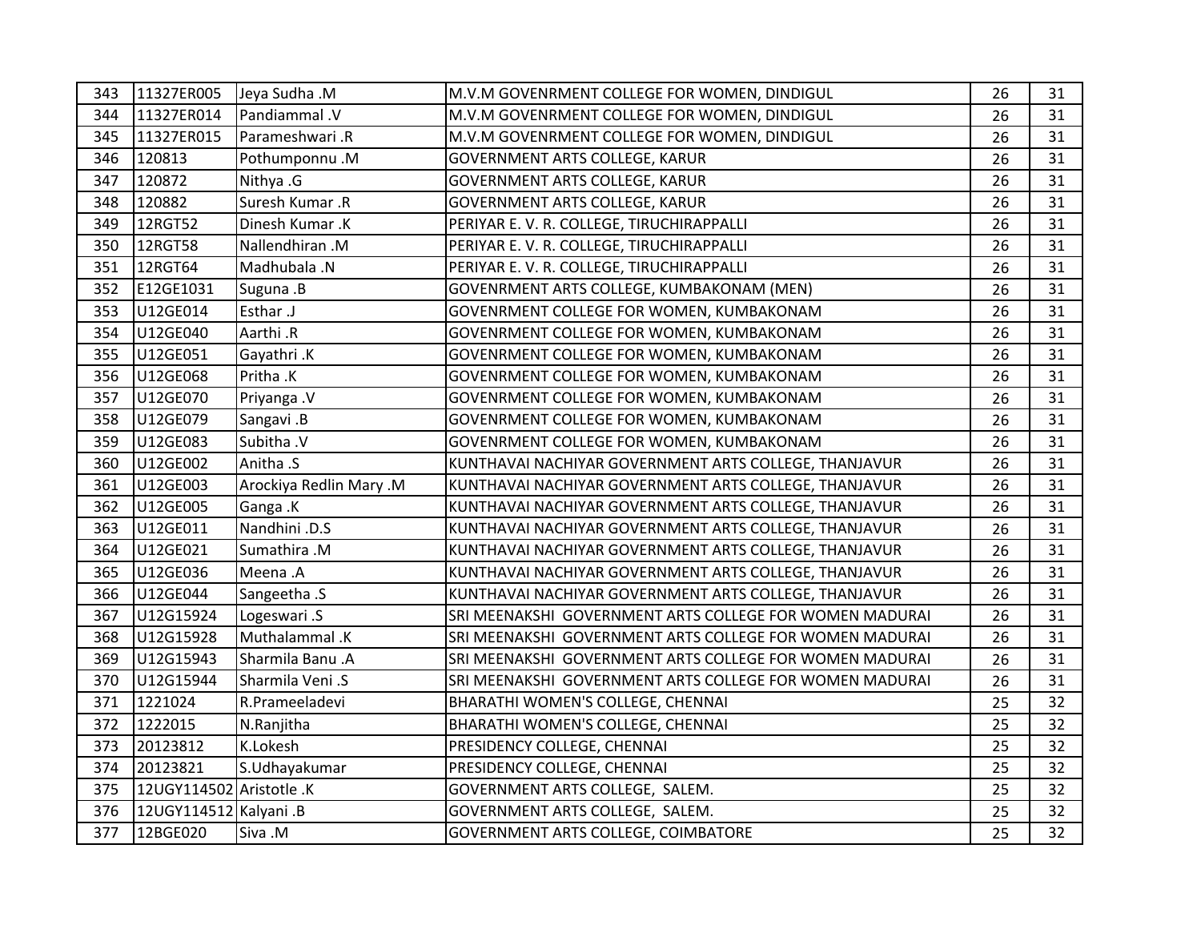| 343 | 11327ER005 | Jeya Sudha .M | M.V.M GOVENRMENT COLLEGE FOR WOMEN, DINDIGUL | 26 | 31 |
|---|---|---|---|---|---|
| 344 | 11327ER014 | Pandiammal .V | M.V.M GOVENRMENT COLLEGE FOR WOMEN, DINDIGUL | 26 | 31 |
| 345 | 11327ER015 | Parameshwari .R | M.V.M GOVENRMENT COLLEGE FOR WOMEN, DINDIGUL | 26 | 31 |
| 346 | 120813 | Pothumponnu .M | GOVERNMENT ARTS COLLEGE, KARUR | 26 | 31 |
| 347 | 120872 | Nithya .G | GOVERNMENT ARTS COLLEGE, KARUR | 26 | 31 |
| 348 | 120882 | Suresh Kumar .R | GOVERNMENT ARTS COLLEGE, KARUR | 26 | 31 |
| 349 | 12RGT52 | Dinesh Kumar .K | PERIYAR E. V. R. COLLEGE, TIRUCHIRAPPALLI | 26 | 31 |
| 350 | 12RGT58 | Nallendhiran .M | PERIYAR E. V. R. COLLEGE, TIRUCHIRAPPALLI | 26 | 31 |
| 351 | 12RGT64 | Madhubala .N | PERIYAR E. V. R. COLLEGE, TIRUCHIRAPPALLI | 26 | 31 |
| 352 | E12GE1031 | Suguna .B | GOVENRMENT ARTS COLLEGE, KUMBAKONAM (MEN) | 26 | 31 |
| 353 | U12GE014 | Esthar .J | GOVENRMENT COLLEGE FOR WOMEN, KUMBAKONAM | 26 | 31 |
| 354 | U12GE040 | Aarthi .R | GOVENRMENT COLLEGE FOR WOMEN, KUMBAKONAM | 26 | 31 |
| 355 | U12GE051 | Gayathri .K | GOVENRMENT COLLEGE FOR WOMEN, KUMBAKONAM | 26 | 31 |
| 356 | U12GE068 | Pritha .K | GOVENRMENT COLLEGE FOR WOMEN, KUMBAKONAM | 26 | 31 |
| 357 | U12GE070 | Priyanga .V | GOVENRMENT COLLEGE FOR WOMEN, KUMBAKONAM | 26 | 31 |
| 358 | U12GE079 | Sangavi .B | GOVENRMENT COLLEGE FOR WOMEN, KUMBAKONAM | 26 | 31 |
| 359 | U12GE083 | Subitha .V | GOVENRMENT COLLEGE FOR WOMEN, KUMBAKONAM | 26 | 31 |
| 360 | U12GE002 | Anitha .S | KUNTHAVAI NACHIYAR GOVERNMENT ARTS COLLEGE, THANJAVUR | 26 | 31 |
| 361 | U12GE003 | Arockiya Redlin Mary .M | KUNTHAVAI NACHIYAR GOVERNMENT ARTS COLLEGE, THANJAVUR | 26 | 31 |
| 362 | U12GE005 | Ganga .K | KUNTHAVAI NACHIYAR GOVERNMENT ARTS COLLEGE, THANJAVUR | 26 | 31 |
| 363 | U12GE011 | Nandhini .D.S | KUNTHAVAI NACHIYAR GOVERNMENT ARTS COLLEGE, THANJAVUR | 26 | 31 |
| 364 | U12GE021 | Sumathira .M | KUNTHAVAI NACHIYAR GOVERNMENT ARTS COLLEGE, THANJAVUR | 26 | 31 |
| 365 | U12GE036 | Meena .A | KUNTHAVAI NACHIYAR GOVERNMENT ARTS COLLEGE, THANJAVUR | 26 | 31 |
| 366 | U12GE044 | Sangeetha .S | KUNTHAVAI NACHIYAR GOVERNMENT ARTS COLLEGE, THANJAVUR | 26 | 31 |
| 367 | U12G15924 | Logeswari .S | SRI MEENAKSHI GOVERNMENT ARTS COLLEGE FOR WOMEN MADURAI | 26 | 31 |
| 368 | U12G15928 | Muthalammal .K | SRI MEENAKSHI GOVERNMENT ARTS COLLEGE FOR WOMEN MADURAI | 26 | 31 |
| 369 | U12G15943 | Sharmila Banu .A | SRI MEENAKSHI GOVERNMENT ARTS COLLEGE FOR WOMEN MADURAI | 26 | 31 |
| 370 | U12G15944 | Sharmila Veni .S | SRI MEENAKSHI GOVERNMENT ARTS COLLEGE FOR WOMEN MADURAI | 26 | 31 |
| 371 | 1221024 | R.Prameeladevi | BHARATHI WOMEN'S COLLEGE, CHENNAI | 25 | 32 |
| 372 | 1222015 | N.Ranjitha | BHARATHI WOMEN'S COLLEGE, CHENNAI | 25 | 32 |
| 373 | 20123812 | K.Lokesh | PRESIDENCY COLLEGE, CHENNAI | 25 | 32 |
| 374 | 20123821 | S.Udhayakumar | PRESIDENCY COLLEGE, CHENNAI | 25 | 32 |
| 375 | 12UGY114502 | Aristotle .K | GOVERNMENT ARTS COLLEGE, SALEM. | 25 | 32 |
| 376 | 12UGY114512 | Kalyani .B | GOVERNMENT ARTS COLLEGE, SALEM. | 25 | 32 |
| 377 | 12BGE020 | Siva .M | GOVERNMENT ARTS COLLEGE, COIMBATORE | 25 | 32 |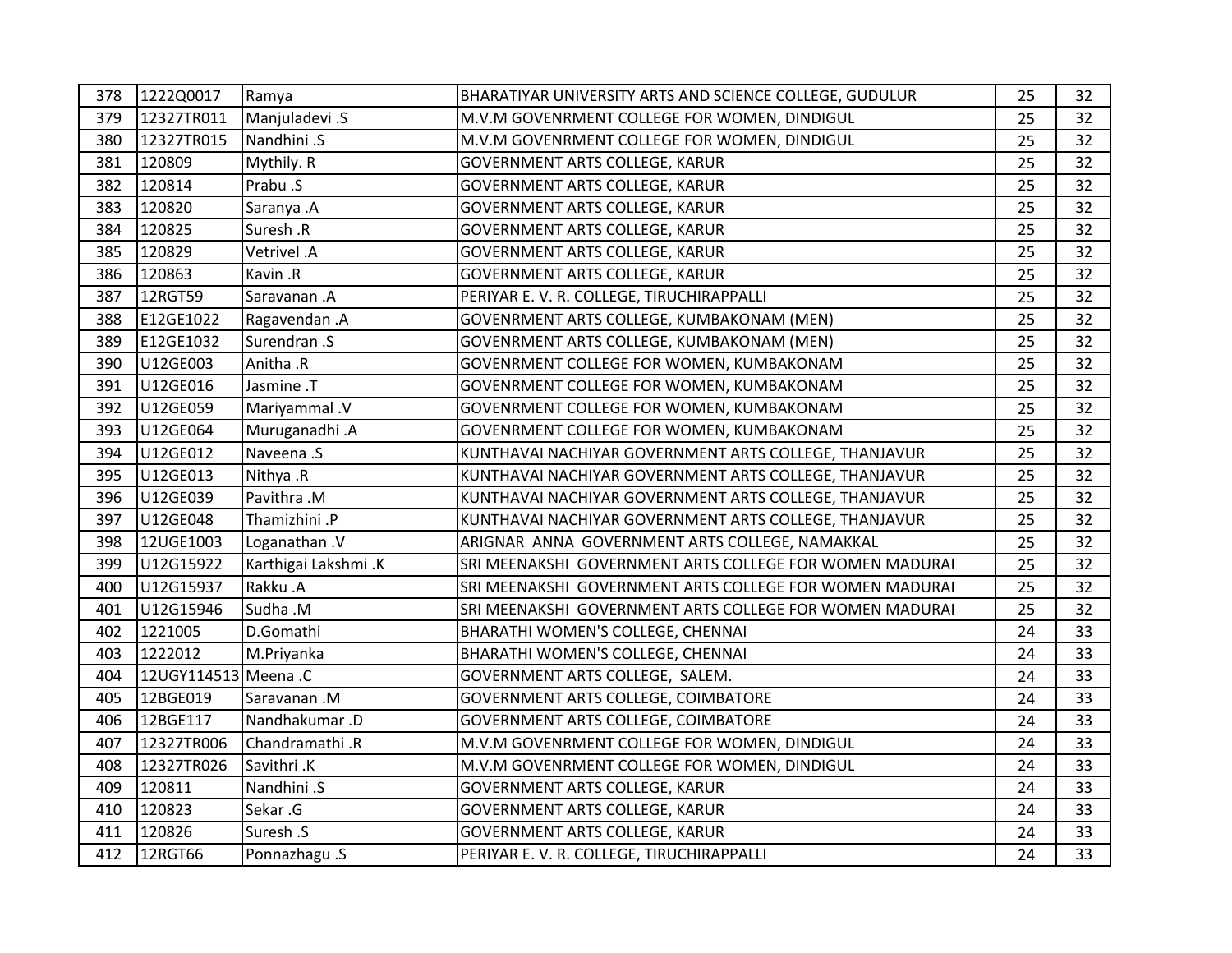| 378 | 1222Q0017 | Ramya | BHARATIYAR UNIVERSITY ARTS AND SCIENCE COLLEGE, GUDULUR | 25 | 32 |
|---|---|---|---|---|---|
| 379 | 12327TR011 | Manjuladevi .S | M.V.M GOVENRMENT COLLEGE FOR WOMEN, DINDIGUL | 25 | 32 |
| 380 | 12327TR015 | Nandhini .S | M.V.M GOVENRMENT COLLEGE FOR WOMEN, DINDIGUL | 25 | 32 |
| 381 | 120809 | Mythily. R | GOVERNMENT ARTS COLLEGE, KARUR | 25 | 32 |
| 382 | 120814 | Prabu .S | GOVERNMENT ARTS COLLEGE, KARUR | 25 | 32 |
| 383 | 120820 | Saranya .A | GOVERNMENT ARTS COLLEGE, KARUR | 25 | 32 |
| 384 | 120825 | Suresh .R | GOVERNMENT ARTS COLLEGE, KARUR | 25 | 32 |
| 385 | 120829 | Vetrivel .A | GOVERNMENT ARTS COLLEGE, KARUR | 25 | 32 |
| 386 | 120863 | Kavin .R | GOVERNMENT ARTS COLLEGE, KARUR | 25 | 32 |
| 387 | 12RGT59 | Saravanan .A | PERIYAR E. V. R. COLLEGE, TIRUCHIRAPPALLI | 25 | 32 |
| 388 | E12GE1022 | Ragavendan .A | GOVENRMENT ARTS COLLEGE, KUMBAKONAM (MEN) | 25 | 32 |
| 389 | E12GE1032 | Surendran .S | GOVENRMENT ARTS COLLEGE, KUMBAKONAM (MEN) | 25 | 32 |
| 390 | U12GE003 | Anitha .R | GOVENRMENT COLLEGE FOR WOMEN, KUMBAKONAM | 25 | 32 |
| 391 | U12GE016 | Jasmine .T | GOVENRMENT COLLEGE FOR WOMEN, KUMBAKONAM | 25 | 32 |
| 392 | U12GE059 | Mariyammal .V | GOVENRMENT COLLEGE FOR WOMEN, KUMBAKONAM | 25 | 32 |
| 393 | U12GE064 | Muruganadhi .A | GOVENRMENT COLLEGE FOR WOMEN, KUMBAKONAM | 25 | 32 |
| 394 | U12GE012 | Naveena .S | KUNTHAVAI NACHIYAR GOVERNMENT ARTS COLLEGE, THANJAVUR | 25 | 32 |
| 395 | U12GE013 | Nithya .R | KUNTHAVAI NACHIYAR GOVERNMENT ARTS COLLEGE, THANJAVUR | 25 | 32 |
| 396 | U12GE039 | Pavithra .M | KUNTHAVAI NACHIYAR GOVERNMENT ARTS COLLEGE, THANJAVUR | 25 | 32 |
| 397 | U12GE048 | Thamizhini .P | KUNTHAVAI NACHIYAR GOVERNMENT ARTS COLLEGE, THANJAVUR | 25 | 32 |
| 398 | 12UGE1003 | Loganathan .V | ARIGNAR ANNA GOVERNMENT ARTS COLLEGE, NAMAKKAL | 25 | 32 |
| 399 | U12G15922 | Karthigai Lakshmi .K | SRI MEENAKSHI GOVERNMENT ARTS COLLEGE FOR WOMEN MADURAI | 25 | 32 |
| 400 | U12G15937 | Rakku .A | SRI MEENAKSHI GOVERNMENT ARTS COLLEGE FOR WOMEN MADURAI | 25 | 32 |
| 401 | U12G15946 | Sudha .M | SRI MEENAKSHI GOVERNMENT ARTS COLLEGE FOR WOMEN MADURAI | 25 | 32 |
| 402 | 1221005 | D.Gomathi | BHARATHI WOMEN'S COLLEGE, CHENNAI | 24 | 33 |
| 403 | 1222012 | M.Priyanka | BHARATHI WOMEN'S COLLEGE, CHENNAI | 24 | 33 |
| 404 | 12UGY114513 | Meena .C | GOVERNMENT ARTS COLLEGE, SALEM. | 24 | 33 |
| 405 | 12BGE019 | Saravanan .M | GOVERNMENT ARTS COLLEGE, COIMBATORE | 24 | 33 |
| 406 | 12BGE117 | Nandhakumar .D | GOVERNMENT ARTS COLLEGE, COIMBATORE | 24 | 33 |
| 407 | 12327TR006 | Chandramathi .R | M.V.M GOVENRMENT COLLEGE FOR WOMEN, DINDIGUL | 24 | 33 |
| 408 | 12327TR026 | Savithri .K | M.V.M GOVENRMENT COLLEGE FOR WOMEN, DINDIGUL | 24 | 33 |
| 409 | 120811 | Nandhini .S | GOVERNMENT ARTS COLLEGE, KARUR | 24 | 33 |
| 410 | 120823 | Sekar .G | GOVERNMENT ARTS COLLEGE, KARUR | 24 | 33 |
| 411 | 120826 | Suresh .S | GOVERNMENT ARTS COLLEGE, KARUR | 24 | 33 |
| 412 | 12RGT66 | Ponnazhagu .S | PERIYAR E. V. R. COLLEGE, TIRUCHIRAPPALLI | 24 | 33 |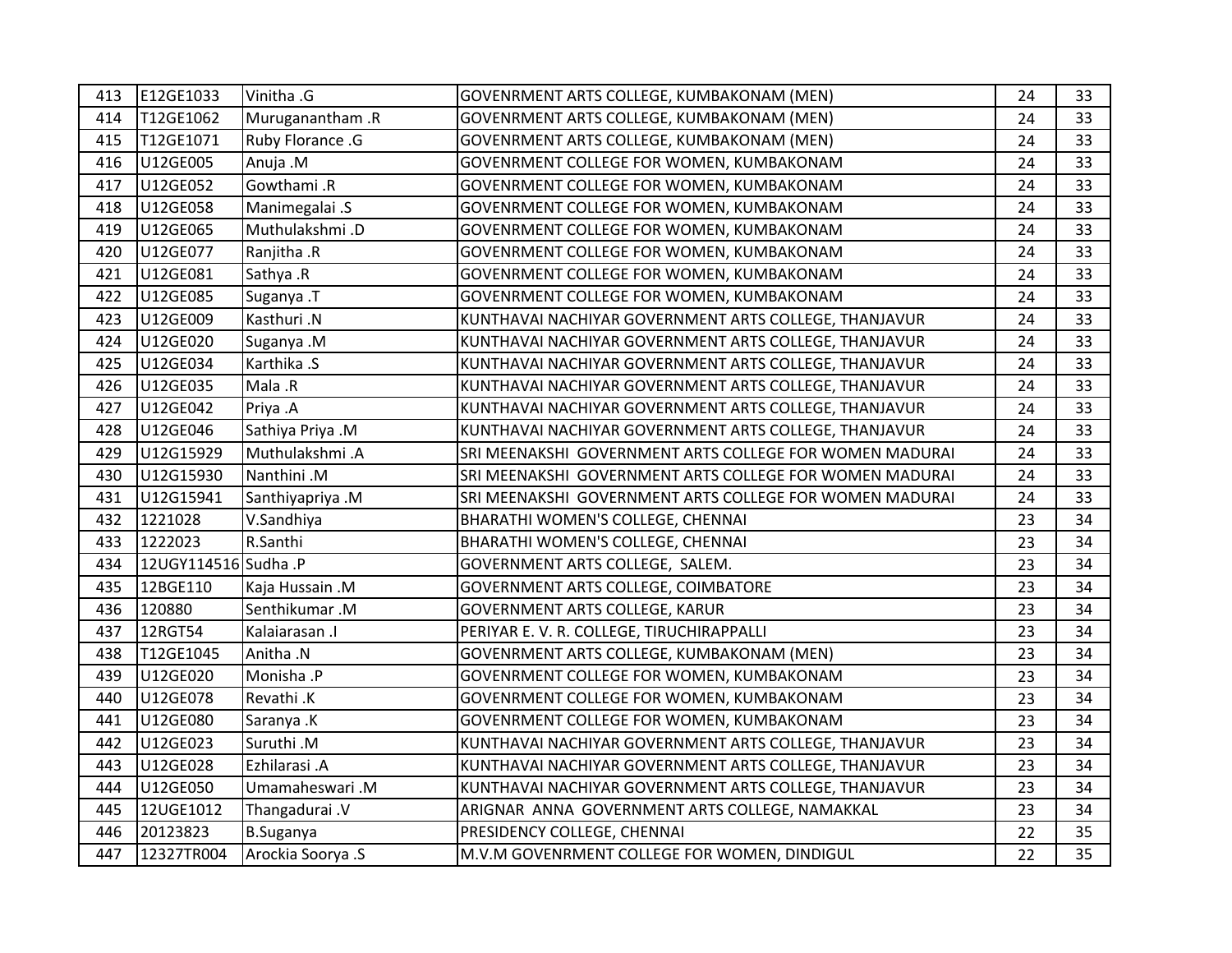| 413 | E12GE1033 | Vinitha .G | GOVENRMENT ARTS COLLEGE, KUMBAKONAM (MEN) | 24 | 33 |
|---|---|---|---|---|---|
| 414 | T12GE1062 | Muruganantham .R | GOVENRMENT ARTS COLLEGE, KUMBAKONAM (MEN) | 24 | 33 |
| 415 | T12GE1071 | Ruby Florance .G | GOVENRMENT ARTS COLLEGE, KUMBAKONAM (MEN) | 24 | 33 |
| 416 | U12GE005 | Anuja .M | GOVENRMENT COLLEGE FOR WOMEN, KUMBAKONAM | 24 | 33 |
| 417 | U12GE052 | Gowthami .R | GOVENRMENT COLLEGE FOR WOMEN, KUMBAKONAM | 24 | 33 |
| 418 | U12GE058 | Manimegalai .S | GOVENRMENT COLLEGE FOR WOMEN, KUMBAKONAM | 24 | 33 |
| 419 | U12GE065 | Muthulakshmi .D | GOVENRMENT COLLEGE FOR WOMEN, KUMBAKONAM | 24 | 33 |
| 420 | U12GE077 | Ranjitha .R | GOVENRMENT COLLEGE FOR WOMEN, KUMBAKONAM | 24 | 33 |
| 421 | U12GE081 | Sathya .R | GOVENRMENT COLLEGE FOR WOMEN, KUMBAKONAM | 24 | 33 |
| 422 | U12GE085 | Suganya .T | GOVENRMENT COLLEGE FOR WOMEN, KUMBAKONAM | 24 | 33 |
| 423 | U12GE009 | Kasthuri .N | KUNTHAVAI NACHIYAR GOVERNMENT ARTS COLLEGE, THANJAVUR | 24 | 33 |
| 424 | U12GE020 | Suganya .M | KUNTHAVAI NACHIYAR GOVERNMENT ARTS COLLEGE, THANJAVUR | 24 | 33 |
| 425 | U12GE034 | Karthika .S | KUNTHAVAI NACHIYAR GOVERNMENT ARTS COLLEGE, THANJAVUR | 24 | 33 |
| 426 | U12GE035 | Mala .R | KUNTHAVAI NACHIYAR GOVERNMENT ARTS COLLEGE, THANJAVUR | 24 | 33 |
| 427 | U12GE042 | Priya .A | KUNTHAVAI NACHIYAR GOVERNMENT ARTS COLLEGE, THANJAVUR | 24 | 33 |
| 428 | U12GE046 | Sathiya Priya .M | KUNTHAVAI NACHIYAR GOVERNMENT ARTS COLLEGE, THANJAVUR | 24 | 33 |
| 429 | U12G15929 | Muthulakshmi .A | SRI MEENAKSHI GOVERNMENT ARTS COLLEGE FOR WOMEN MADURAI | 24 | 33 |
| 430 | U12G15930 | Nanthini .M | SRI MEENAKSHI GOVERNMENT ARTS COLLEGE FOR WOMEN MADURAI | 24 | 33 |
| 431 | U12G15941 | Santhiyapriya .M | SRI MEENAKSHI GOVERNMENT ARTS COLLEGE FOR WOMEN MADURAI | 24 | 33 |
| 432 | 1221028 | V.Sandhiya | BHARATHI WOMEN'S COLLEGE, CHENNAI | 23 | 34 |
| 433 | 1222023 | R.Santhi | BHARATHI WOMEN'S COLLEGE, CHENNAI | 23 | 34 |
| 434 | 12UGY114516 | Sudha .P | GOVERNMENT ARTS COLLEGE, SALEM. | 23 | 34 |
| 435 | 12BGE110 | Kaja Hussain .M | GOVERNMENT ARTS COLLEGE, COIMBATORE | 23 | 34 |
| 436 | 120880 | Senthikumar .M | GOVERNMENT ARTS COLLEGE, KARUR | 23 | 34 |
| 437 | 12RGT54 | Kalaiarasan .I | PERIYAR E. V. R. COLLEGE, TIRUCHIRAPPALLI | 23 | 34 |
| 438 | T12GE1045 | Anitha .N | GOVENRMENT ARTS COLLEGE, KUMBAKONAM (MEN) | 23 | 34 |
| 439 | U12GE020 | Monisha .P | GOVENRMENT COLLEGE FOR WOMEN, KUMBAKONAM | 23 | 34 |
| 440 | U12GE078 | Revathi .K | GOVENRMENT COLLEGE FOR WOMEN, KUMBAKONAM | 23 | 34 |
| 441 | U12GE080 | Saranya .K | GOVENRMENT COLLEGE FOR WOMEN, KUMBAKONAM | 23 | 34 |
| 442 | U12GE023 | Suruthi .M | KUNTHAVAI NACHIYAR GOVERNMENT ARTS COLLEGE, THANJAVUR | 23 | 34 |
| 443 | U12GE028 | Ezhilarasi .A | KUNTHAVAI NACHIYAR GOVERNMENT ARTS COLLEGE, THANJAVUR | 23 | 34 |
| 444 | U12GE050 | Umamaheswari .M | KUNTHAVAI NACHIYAR GOVERNMENT ARTS COLLEGE, THANJAVUR | 23 | 34 |
| 445 | 12UGE1012 | Thangadurai .V | ARIGNAR ANNA GOVERNMENT ARTS COLLEGE, NAMAKKAL | 23 | 34 |
| 446 | 20123823 | B.Suganya | PRESIDENCY COLLEGE, CHENNAI | 22 | 35 |
| 447 | 12327TR004 | Arockia Soorya .S | M.V.M GOVENRMENT COLLEGE FOR WOMEN, DINDIGUL | 22 | 35 |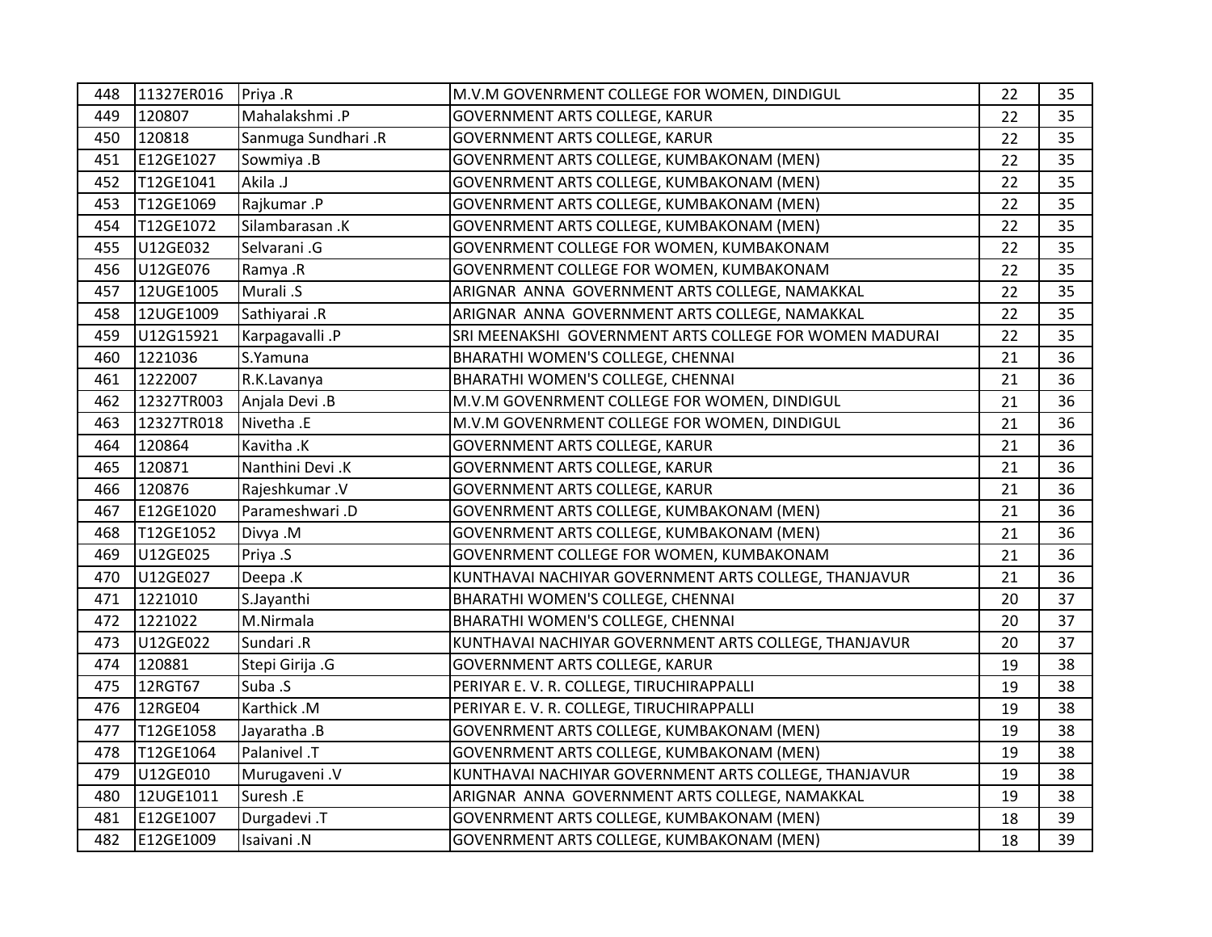| | | | | | |
|---|---|---|---|---|---|
| 448 | 11327ER016 | Priya .R | M.V.M GOVENRMENT COLLEGE FOR WOMEN, DINDIGUL | 22 | 35 |
| 449 | 120807 | Mahalakshmi .P | GOVERNMENT ARTS COLLEGE, KARUR | 22 | 35 |
| 450 | 120818 | Sanmuga Sundhari .R | GOVERNMENT ARTS COLLEGE, KARUR | 22 | 35 |
| 451 | E12GE1027 | Sowmiya .B | GOVENRMENT ARTS COLLEGE, KUMBAKONAM (MEN) | 22 | 35 |
| 452 | T12GE1041 | Akila .J | GOVENRMENT ARTS COLLEGE, KUMBAKONAM (MEN) | 22 | 35 |
| 453 | T12GE1069 | Rajkumar .P | GOVENRMENT ARTS COLLEGE, KUMBAKONAM (MEN) | 22 | 35 |
| 454 | T12GE1072 | Silambarasan .K | GOVENRMENT ARTS COLLEGE, KUMBAKONAM (MEN) | 22 | 35 |
| 455 | U12GE032 | Selvarani .G | GOVENRMENT COLLEGE FOR WOMEN, KUMBAKONAM | 22 | 35 |
| 456 | U12GE076 | Ramya .R | GOVENRMENT COLLEGE FOR WOMEN, KUMBAKONAM | 22 | 35 |
| 457 | 12UGE1005 | Murali .S | ARIGNAR ANNA GOVERNMENT ARTS COLLEGE, NAMAKKAL | 22 | 35 |
| 458 | 12UGE1009 | Sathiyarai .R | ARIGNAR ANNA GOVERNMENT ARTS COLLEGE, NAMAKKAL | 22 | 35 |
| 459 | U12G15921 | Karpagavalli .P | SRI MEENAKSHI GOVERNMENT ARTS COLLEGE FOR WOMEN MADURAI | 22 | 35 |
| 460 | 1221036 | S.Yamuna | BHARATHI WOMEN'S COLLEGE, CHENNAI | 21 | 36 |
| 461 | 1222007 | R.K.Lavanya | BHARATHI WOMEN'S COLLEGE, CHENNAI | 21 | 36 |
| 462 | 12327TR003 | Anjala Devi .B | M.V.M GOVENRMENT COLLEGE FOR WOMEN, DINDIGUL | 21 | 36 |
| 463 | 12327TR018 | Nivetha .E | M.V.M GOVENRMENT COLLEGE FOR WOMEN, DINDIGUL | 21 | 36 |
| 464 | 120864 | Kavitha .K | GOVERNMENT ARTS COLLEGE, KARUR | 21 | 36 |
| 465 | 120871 | Nanthini Devi .K | GOVERNMENT ARTS COLLEGE, KARUR | 21 | 36 |
| 466 | 120876 | Rajeshkumar .V | GOVERNMENT ARTS COLLEGE, KARUR | 21 | 36 |
| 467 | E12GE1020 | Parameshwari .D | GOVENRMENT ARTS COLLEGE, KUMBAKONAM (MEN) | 21 | 36 |
| 468 | T12GE1052 | Divya .M | GOVENRMENT ARTS COLLEGE, KUMBAKONAM (MEN) | 21 | 36 |
| 469 | U12GE025 | Priya .S | GOVENRMENT COLLEGE FOR WOMEN, KUMBAKONAM | 21 | 36 |
| 470 | U12GE027 | Deepa .K | KUNTHAVAI NACHIYAR GOVERNMENT ARTS COLLEGE, THANJAVUR | 21 | 36 |
| 471 | 1221010 | S.Jayanthi | BHARATHI WOMEN'S COLLEGE, CHENNAI | 20 | 37 |
| 472 | 1221022 | M.Nirmala | BHARATHI WOMEN'S COLLEGE, CHENNAI | 20 | 37 |
| 473 | U12GE022 | Sundari .R | KUNTHAVAI NACHIYAR GOVERNMENT ARTS COLLEGE, THANJAVUR | 20 | 37 |
| 474 | 120881 | Stepi Girija .G | GOVERNMENT ARTS COLLEGE, KARUR | 19 | 38 |
| 475 | 12RGT67 | Suba .S | PERIYAR E. V. R. COLLEGE, TIRUCHIRAPPALLI | 19 | 38 |
| 476 | 12RGE04 | Karthick .M | PERIYAR E. V. R. COLLEGE, TIRUCHIRAPPALLI | 19 | 38 |
| 477 | T12GE1058 | Jayaratha .B | GOVENRMENT ARTS COLLEGE, KUMBAKONAM (MEN) | 19 | 38 |
| 478 | T12GE1064 | Palanivel .T | GOVENRMENT ARTS COLLEGE, KUMBAKONAM (MEN) | 19 | 38 |
| 479 | U12GE010 | Murugaveni .V | KUNTHAVAI NACHIYAR GOVERNMENT ARTS COLLEGE, THANJAVUR | 19 | 38 |
| 480 | 12UGE1011 | Suresh .E | ARIGNAR ANNA GOVERNMENT ARTS COLLEGE, NAMAKKAL | 19 | 38 |
| 481 | E12GE1007 | Durgadevi .T | GOVENRMENT ARTS COLLEGE, KUMBAKONAM (MEN) | 18 | 39 |
| 482 | E12GE1009 | Isaivani .N | GOVENRMENT ARTS COLLEGE, KUMBAKONAM (MEN) | 18 | 39 |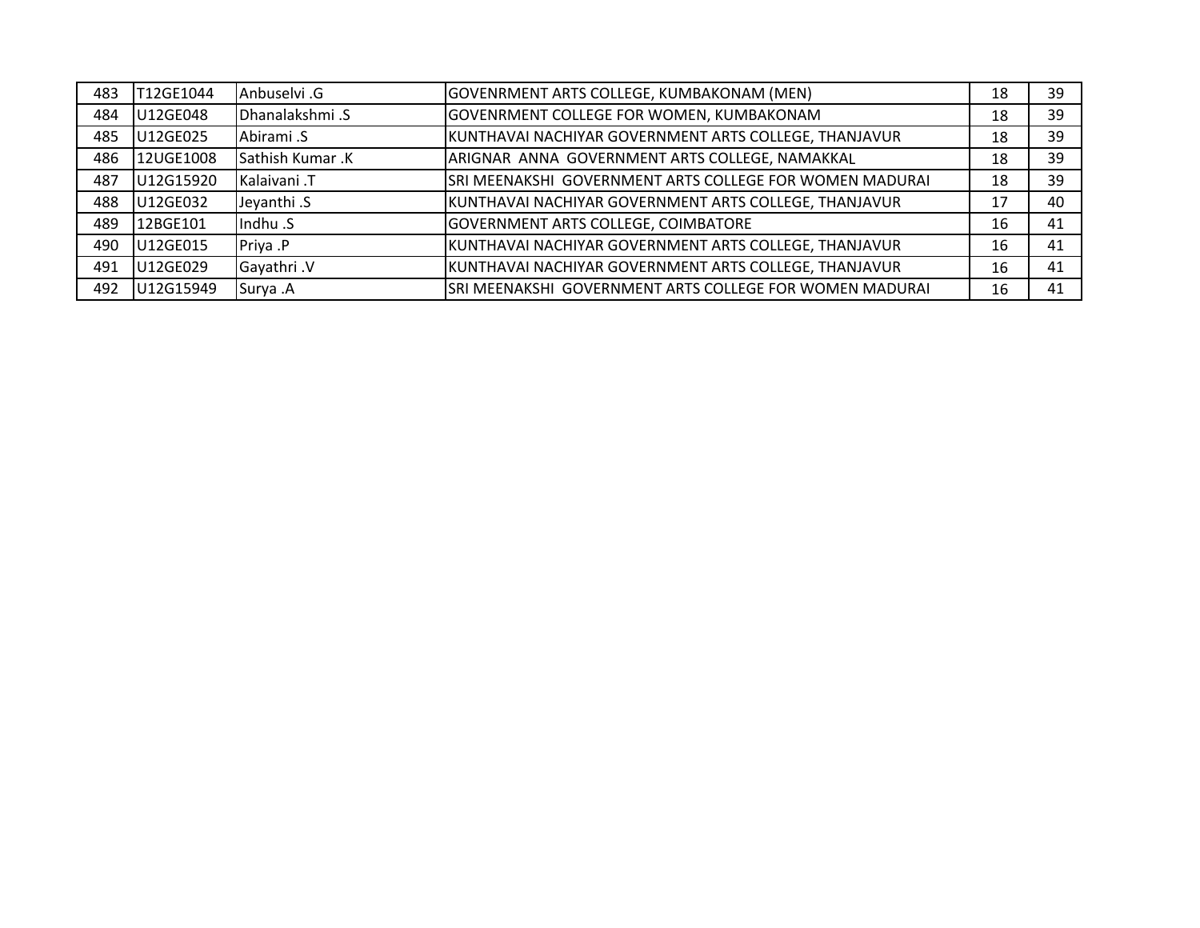| | | | | | |
|---|---|---|---|---|---|
| 483 | T12GE1044 | Anbuselvi .G | GOVENRMENT ARTS COLLEGE, KUMBAKONAM (MEN) | 18 | 39 |
| 484 | U12GE048 | Dhanalakshmi .S | GOVENRMENT COLLEGE FOR WOMEN, KUMBAKONAM | 18 | 39 |
| 485 | U12GE025 | Abirami .S | KUNTHAVAI NACHIYAR GOVERNMENT ARTS COLLEGE, THANJAVUR | 18 | 39 |
| 486 | 12UGE1008 | Sathish Kumar .K | ARIGNAR ANNA GOVERNMENT ARTS COLLEGE, NAMAKKAL | 18 | 39 |
| 487 | U12G15920 | Kalaivani .T | SRI MEENAKSHI GOVERNMENT ARTS COLLEGE FOR WOMEN MADURAI | 18 | 39 |
| 488 | U12GE032 | Jeyanthi .S | KUNTHAVAI NACHIYAR GOVERNMENT ARTS COLLEGE, THANJAVUR | 17 | 40 |
| 489 | 12BGE101 | Indhu .S | GOVERNMENT ARTS COLLEGE, COIMBATORE | 16 | 41 |
| 490 | U12GE015 | Priya .P | KUNTHAVAI NACHIYAR GOVERNMENT ARTS COLLEGE, THANJAVUR | 16 | 41 |
| 491 | U12GE029 | Gayathri .V | KUNTHAVAI NACHIYAR GOVERNMENT ARTS COLLEGE, THANJAVUR | 16 | 41 |
| 492 | U12G15949 | Surya .A | SRI MEENAKSHI GOVERNMENT ARTS COLLEGE FOR WOMEN MADURAI | 16 | 41 |